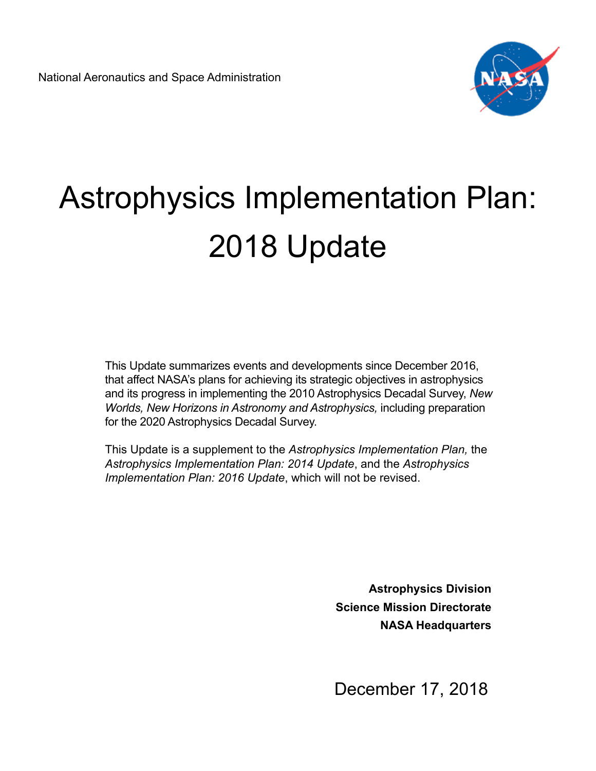National Aeronautics and Space Administration

# Astrophysics Implementation Plan: 2018 Update

This Update summarizes events and developments since December 2016, that affect NASA's plans for achieving its strategic objectives in astrophysics and its progress in implementing the 2010 Astrophysics Decadal Survey, *New Worlds, New Horizons in Astronomy and Astrophysics,* including preparation for the 2020 Astrophysics Decadal Survey.

This Update is a supplement to the *Astrophysics Implementation Plan,* the *Astrophysics Implementation Plan: 2014 Update*, and the *Astrophysics Implementation Plan: 2016 Update*, which will not be revised.

**Astrophysics Division**
**Science Mission Directorate**
**NASA Headquarters**

December 17, 2018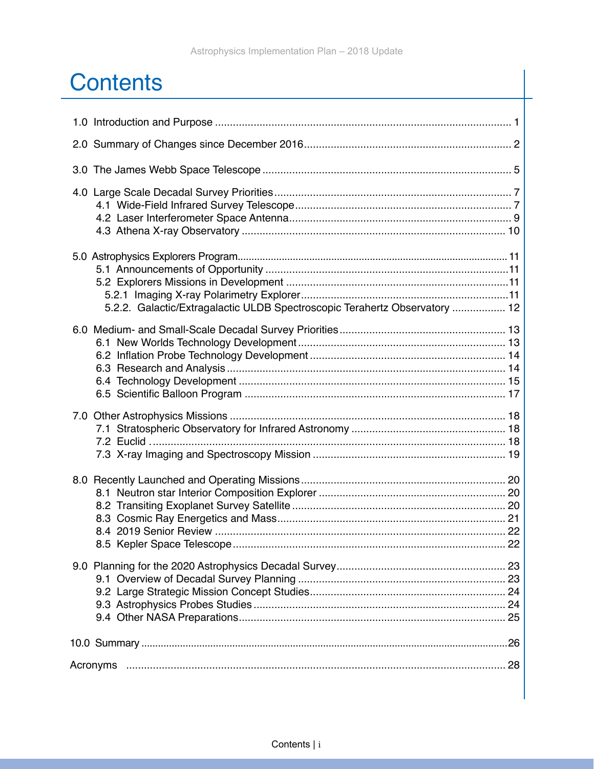# Contents

1.0 Introduction and Purpose ... 1

2.0 Summary of Changes since December 2016 ... 2

3.0 The James Webb Space Telescope ... 5

4.0 Large Scale Decadal Survey Priorities ... 7
- 4.1 Wide-Field Infrared Survey Telescope ... 7
- 4.2 Laser Interferometer Space Antenna ... 9
- 4.3 Athena X-ray Observatory ... 10

5.0 Astrophysics Explorers Program ... 11
- 5.1 Announcements of Opportunity ... 11
- 5.2 Explorers Missions in Development ... 11
  - 5.2.1 Imaging X-ray Polarimetry Explorer ... 11
  - 5.2.2. Galactic/Extragalactic ULDB Spectroscopic Terahertz Observatory ... 12

6.0 Medium- and Small-Scale Decadal Survey Priorities ... 13
- 6.1 New Worlds Technology Development ... 13
- 6.2 Inflation Probe Technology Development ... 14
- 6.3 Research and Analysis ... 14
- 6.4 Technology Development ... 15
- 6.5 Scientific Balloon Program ... 17

7.0 Other Astrophysics Missions ... 18
- 7.1 Stratospheric Observatory for Infrared Astronomy ... 18
- 7.2 Euclid ... 18
- 7.3 X-ray Imaging and Spectroscopy Mission ... 19

8.0 Recently Launched and Operating Missions ... 20
- 8.1 Neutron star Interior Composition Explorer ... 20
- 8.2 Transiting Exoplanet Survey Satellite ... 20
- 8.3 Cosmic Ray Energetics and Mass ... 21
- 8.4 2019 Senior Review ... 22
- 8.5 Kepler Space Telescope ... 22

9.0 Planning for the 2020 Astrophysics Decadal Survey ... 23
- 9.1 Overview of Decadal Survey Planning ... 23
- 9.2 Large Strategic Mission Concept Studies ... 24
- 9.3 Astrophysics Probes Studies ... 24
- 9.4 Other NASA Preparations ... 25

10.0 Summary ... 26

Acronyms ... 28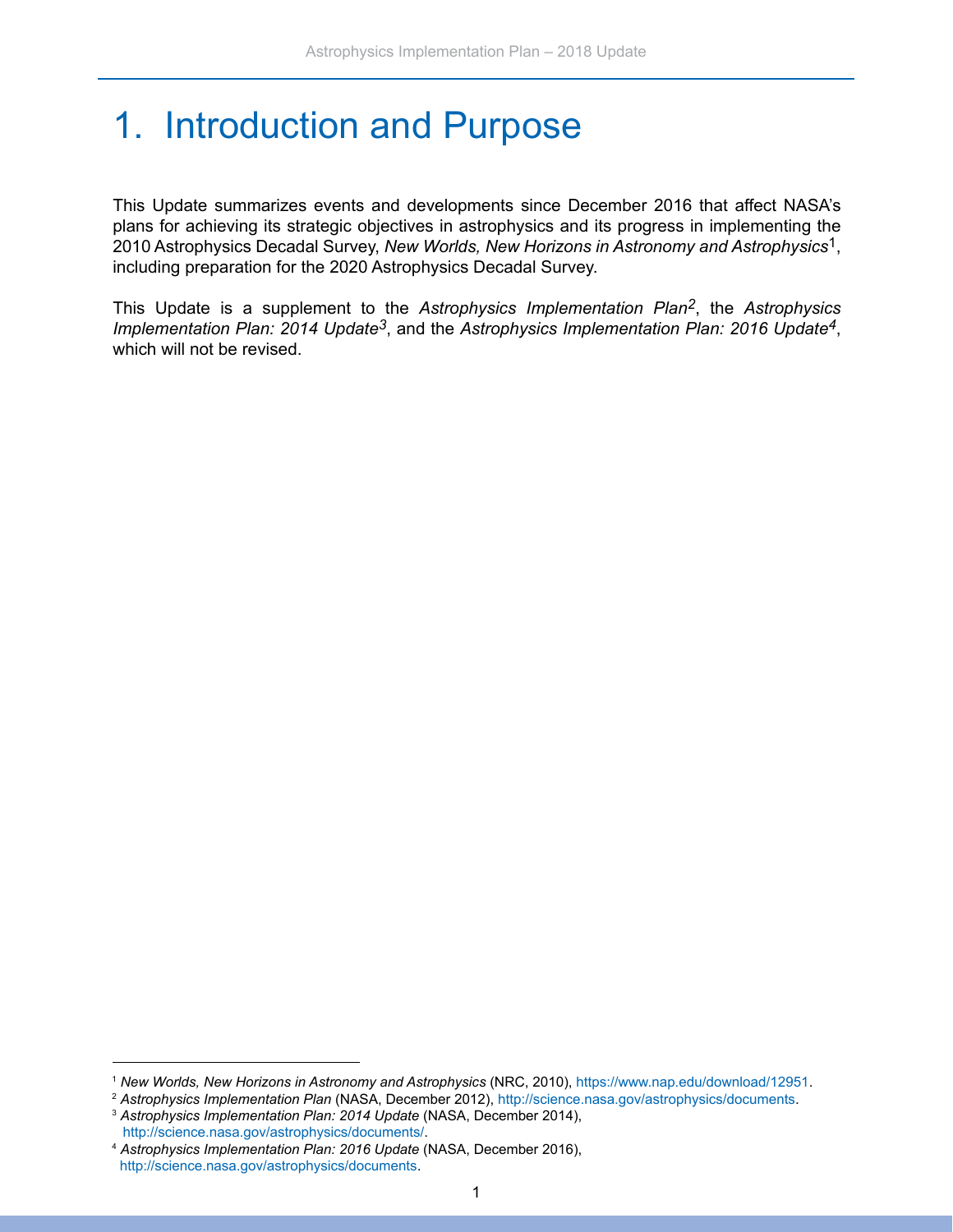# 1. Introduction and Purpose

This Update summarizes events and developments since December 2016 that affect NASA's plans for achieving its strategic objectives in astrophysics and its progress in implementing the 2010 Astrophysics Decadal Survey, *New Worlds, New Horizons in Astronomy and Astrophysics*[1], including preparation for the 2020 Astrophysics Decadal Survey.

This Update is a supplement to the *Astrophysics Implementation Plan*[2], the *Astrophysics Implementation Plan: 2014 Update*[3], and the *Astrophysics Implementation Plan: 2016 Update*[4], which will not be revised.

---

[1] *New Worlds, New Horizons in Astronomy and Astrophysics* (NRC, 2010), https://www.nap.edu/download/12951.

[2] *Astrophysics Implementation Plan* (NASA, December 2012), http://science.nasa.gov/astrophysics/documents.

[3] *Astrophysics Implementation Plan: 2014 Update* (NASA, December 2014), http://science.nasa.gov/astrophysics/documents/.

[4] *Astrophysics Implementation Plan: 2016 Update* (NASA, December 2016), http://science.nasa.gov/astrophysics/documents.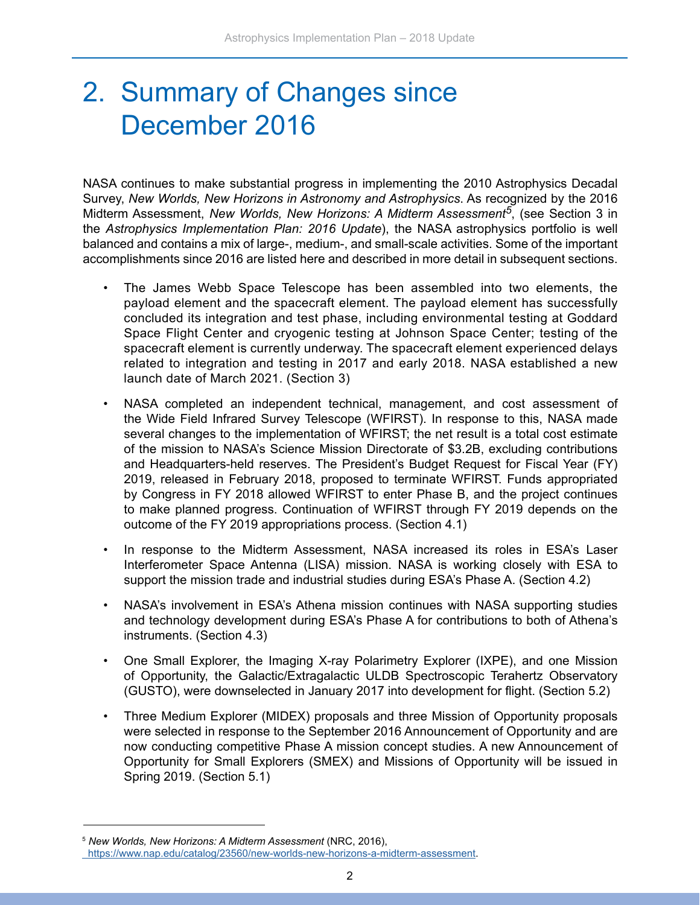# 2. Summary of Changes since December 2016

NASA continues to make substantial progress in implementing the 2010 Astrophysics Decadal Survey, *New Worlds, New Horizons in Astronomy and Astrophysics*. As recognized by the 2016 Midterm Assessment, *New Worlds, New Horizons: A Midterm Assessment*[5], (see Section 3 in the *Astrophysics Implementation Plan: 2016 Update*), the NASA astrophysics portfolio is well balanced and contains a mix of large-, medium-, and small-scale activities. Some of the important accomplishments since 2016 are listed here and described in more detail in subsequent sections.

- The James Webb Space Telescope has been assembled into two elements, the payload element and the spacecraft element. The payload element has successfully concluded its integration and test phase, including environmental testing at Goddard Space Flight Center and cryogenic testing at Johnson Space Center; testing of the spacecraft element is currently underway. The spacecraft element experienced delays related to integration and testing in 2017 and early 2018. NASA established a new launch date of March 2021. (Section 3)
- NASA completed an independent technical, management, and cost assessment of the Wide Field Infrared Survey Telescope (WFIRST). In response to this, NASA made several changes to the implementation of WFIRST; the net result is a total cost estimate of the mission to NASA's Science Mission Directorate of $3.2B, excluding contributions and Headquarters-held reserves. The President's Budget Request for Fiscal Year (FY) 2019, released in February 2018, proposed to terminate WFIRST. Funds appropriated by Congress in FY 2018 allowed WFIRST to enter Phase B, and the project continues to make planned progress. Continuation of WFIRST through FY 2019 depends on the outcome of the FY 2019 appropriations process. (Section 4.1)
- In response to the Midterm Assessment, NASA increased its roles in ESA's Laser Interferometer Space Antenna (LISA) mission. NASA is working closely with ESA to support the mission trade and industrial studies during ESA's Phase A. (Section 4.2)
- NASA's involvement in ESA's Athena mission continues with NASA supporting studies and technology development during ESA's Phase A for contributions to both of Athena's instruments. (Section 4.3)
- One Small Explorer, the Imaging X-ray Polarimetry Explorer (IXPE), and one Mission of Opportunity, the Galactic/Extragalactic ULDB Spectroscopic Terahertz Observatory (GUSTO), were downselected in January 2017 into development for flight. (Section 5.2)
- Three Medium Explorer (MIDEX) proposals and three Mission of Opportunity proposals were selected in response to the September 2016 Announcement of Opportunity and are now conducting competitive Phase A mission concept studies. A new Announcement of Opportunity for Small Explorers (SMEX) and Missions of Opportunity will be issued in Spring 2019. (Section 5.1)

---

[5] *New Worlds, New Horizons: A Midterm Assessment* (NRC, 2016), https://www.nap.edu/catalog/23560/new-worlds-new-horizons-a-midterm-assessment.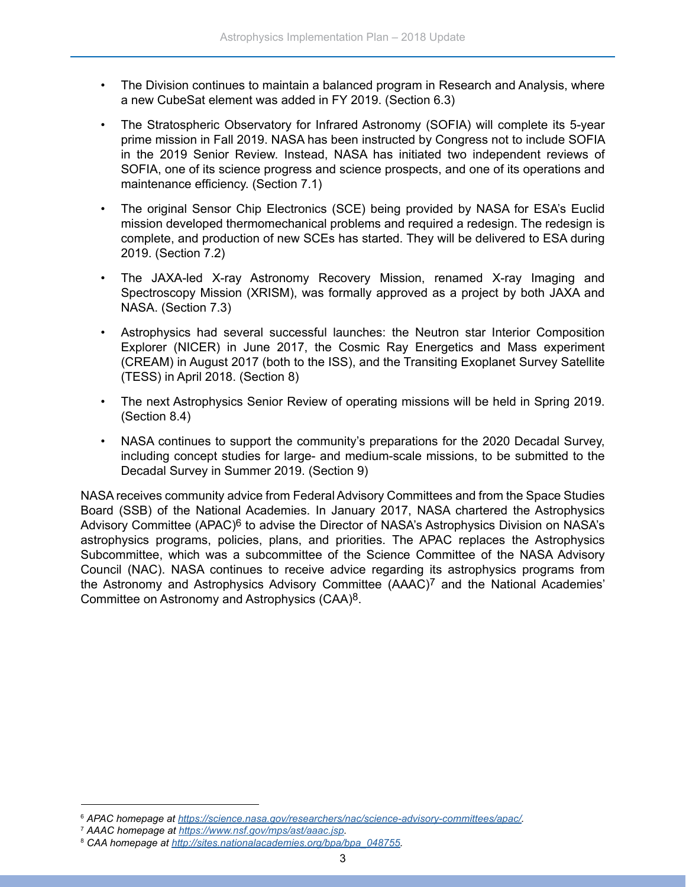- The Division continues to maintain a balanced program in Research and Analysis, where a new CubeSat element was added in FY 2019. (Section 6.3)
- The Stratospheric Observatory for Infrared Astronomy (SOFIA) will complete its 5-year prime mission in Fall 2019. NASA has been instructed by Congress not to include SOFIA in the 2019 Senior Review. Instead, NASA has initiated two independent reviews of SOFIA, one of its science progress and science prospects, and one of its operations and maintenance efficiency. (Section 7.1)
- The original Sensor Chip Electronics (SCE) being provided by NASA for ESA's Euclid mission developed thermomechanical problems and required a redesign. The redesign is complete, and production of new SCEs has started. They will be delivered to ESA during 2019. (Section 7.2)
- The JAXA-led X-ray Astronomy Recovery Mission, renamed X-ray Imaging and Spectroscopy Mission (XRISM), was formally approved as a project by both JAXA and NASA. (Section 7.3)
- Astrophysics had several successful launches: the Neutron star Interior Composition Explorer (NICER) in June 2017, the Cosmic Ray Energetics and Mass experiment (CREAM) in August 2017 (both to the ISS), and the Transiting Exoplanet Survey Satellite (TESS) in April 2018. (Section 8)
- The next Astrophysics Senior Review of operating missions will be held in Spring 2019. (Section 8.4)
- NASA continues to support the community's preparations for the 2020 Decadal Survey, including concept studies for large- and medium-scale missions, to be submitted to the Decadal Survey in Summer 2019. (Section 9)

NASA receives community advice from Federal Advisory Committees and from the Space Studies Board (SSB) of the National Academies. In January 2017, NASA chartered the Astrophysics Advisory Committee (APAC)[6] to advise the Director of NASA's Astrophysics Division on NASA's astrophysics programs, policies, plans, and priorities. The APAC replaces the Astrophysics Subcommittee, which was a subcommittee of the Science Committee of the NASA Advisory Council (NAC). NASA continues to receive advice regarding its astrophysics programs from the Astronomy and Astrophysics Advisory Committee (AAAC)[7] and the National Academies' Committee on Astronomy and Astrophysics (CAA)[8].

---

[6] *APAC homepage at https://science.nasa.gov/researchers/nac/science-advisory-committees/apac/.*

[7] *AAAC homepage at https://www.nsf.gov/mps/ast/aaac.jsp.*

[8] *CAA homepage at http://sites.nationalacademies.org/bpa/bpa_048755.*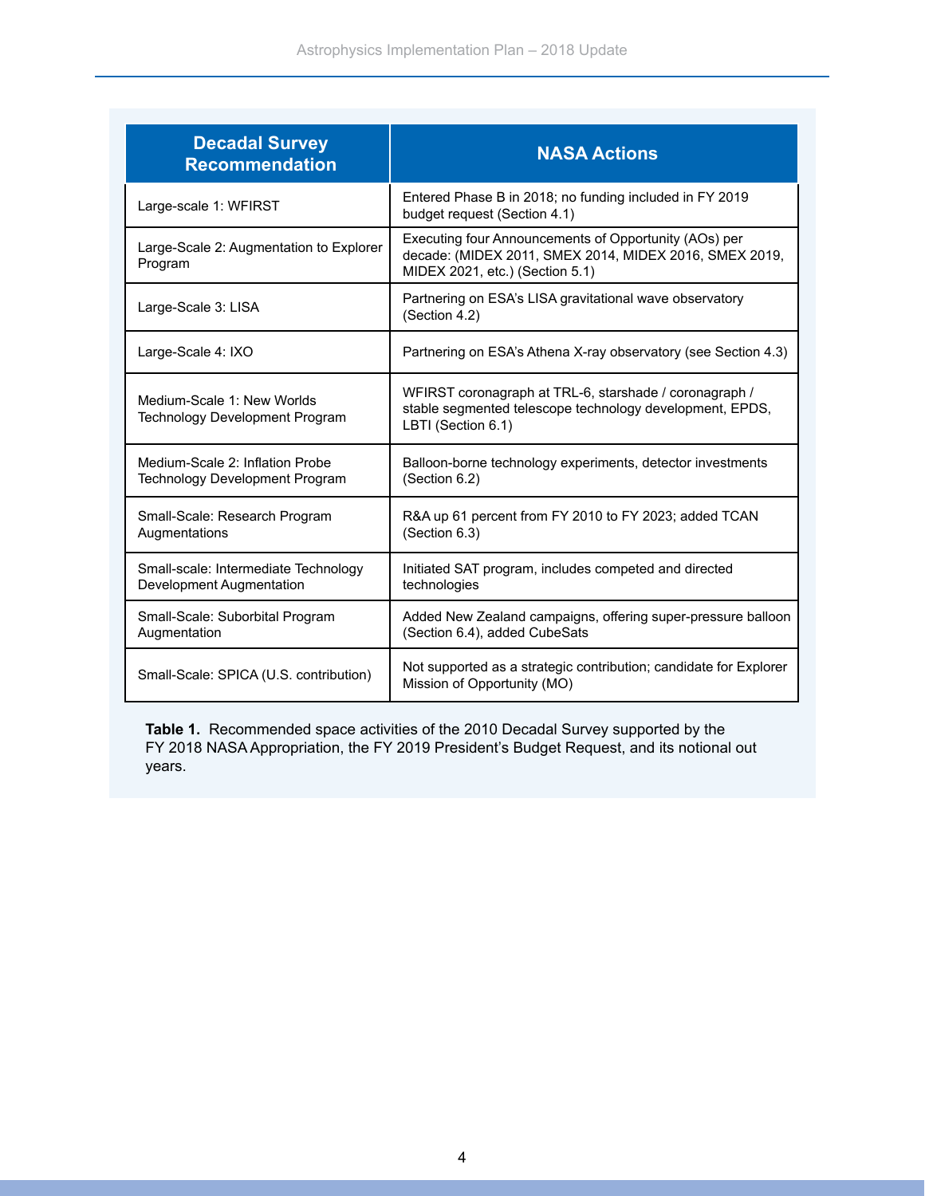| Decadal Survey Recommendation | NASA Actions |
| --- | --- |
| Large-scale 1: WFIRST | Entered Phase B in 2018; no funding included in FY 2019 budget request (Section 4.1) |
| Large-Scale 2: Augmentation to Explorer Program | Executing four Announcements of Opportunity (AOs) per decade: (MIDEX 2011, SMEX 2014, MIDEX 2016, SMEX 2019, MIDEX 2021, etc.) (Section 5.1) |
| Large-Scale 3: LISA | Partnering on ESA's LISA gravitational wave observatory (Section 4.2) |
| Large-Scale 4: IXO | Partnering on ESA's Athena X-ray observatory (see Section 4.3) |
| Medium-Scale 1: New Worlds Technology Development Program | WFIRST coronagraph at TRL-6, starshade / coronagraph / stable segmented telescope technology development, EPDS, LBTI (Section 6.1) |
| Medium-Scale 2: Inflation Probe Technology Development Program | Balloon-borne technology experiments, detector investments (Section 6.2) |
| Small-Scale: Research Program Augmentations | R&A up 61 percent from FY 2010 to FY 2023; added TCAN (Section 6.3) |
| Small-scale: Intermediate Technology Development Augmentation | Initiated SAT program, includes competed and directed technologies |
| Small-Scale: Suborbital Program Augmentation | Added New Zealand campaigns, offering super-pressure balloon (Section 6.4), added CubeSats |
| Small-Scale: SPICA (U.S. contribution) | Not supported as a strategic contribution; candidate for Explorer Mission of Opportunity (MO) |

**Table 1.** Recommended space activities of the 2010 Decadal Survey supported by the FY 2018 NASA Appropriation, the FY 2019 President's Budget Request, and its notional out years.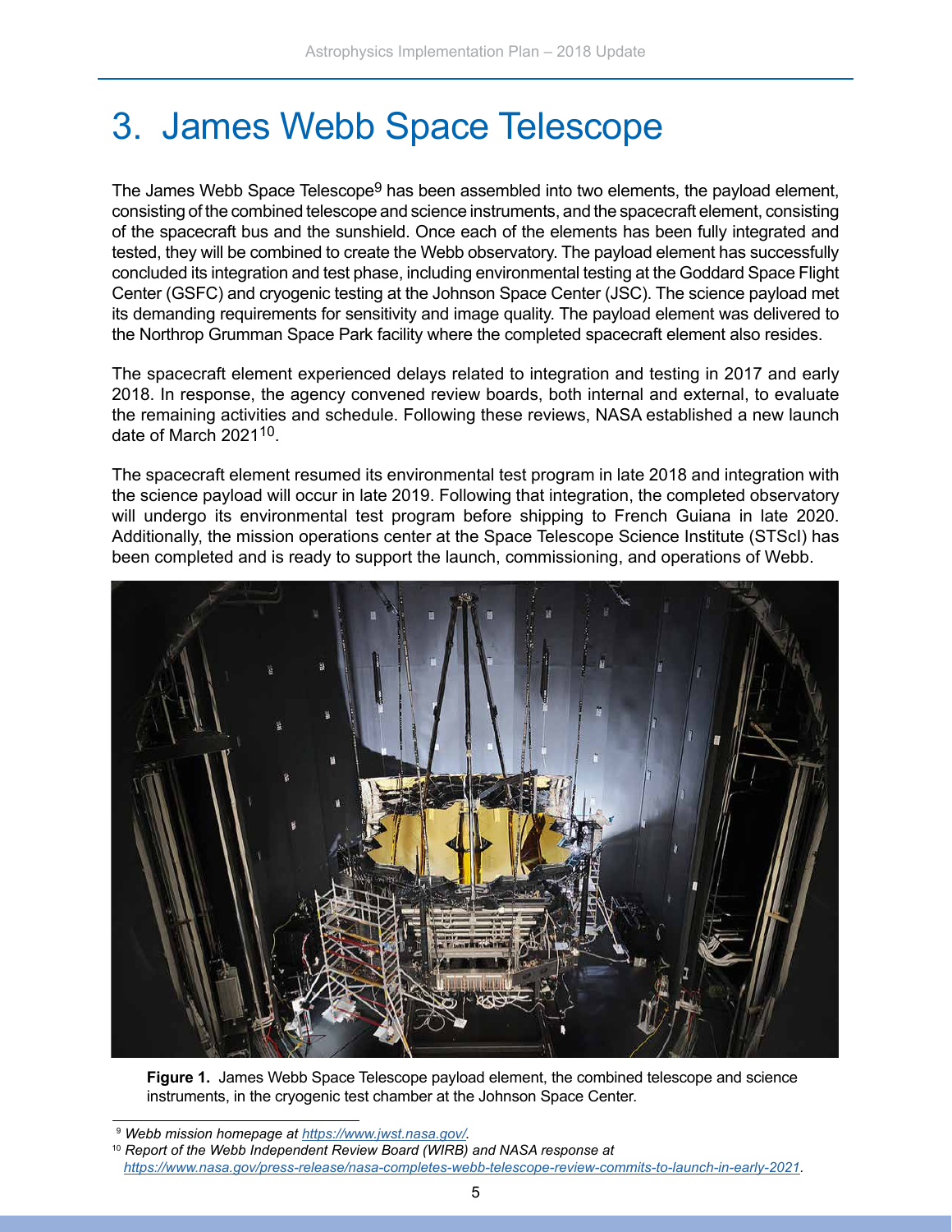# 3. James Webb Space Telescope

The James Webb Space Telescope[9] has been assembled into two elements, the payload element, consisting of the combined telescope and science instruments, and the spacecraft element, consisting of the spacecraft bus and the sunshield. Once each of the elements has been fully integrated and tested, they will be combined to create the Webb observatory. The payload element has successfully concluded its integration and test phase, including environmental testing at the Goddard Space Flight Center (GSFC) and cryogenic testing at the Johnson Space Center (JSC). The science payload met its demanding requirements for sensitivity and image quality. The payload element was delivered to the Northrop Grumman Space Park facility where the completed spacecraft element also resides.

The spacecraft element experienced delays related to integration and testing in 2017 and early 2018. In response, the agency convened review boards, both internal and external, to evaluate the remaining activities and schedule. Following these reviews, NASA established a new launch date of March 2021[10].

The spacecraft element resumed its environmental test program in late 2018 and integration with the science payload will occur in late 2019. Following that integration, the completed observatory will undergo its environmental test program before shipping to French Guiana in late 2020. Additionally, the mission operations center at the Space Telescope Science Institute (STScI) has been completed and is ready to support the launch, commissioning, and operations of Webb.

**Figure 1.** James Webb Space Telescope payload element, the combined telescope and science instruments, in the cryogenic test chamber at the Johnson Space Center.

[9] *Webb mission homepage at https://www.jwst.nasa.gov/.*

[10] *Report of the Webb Independent Review Board (WIRB) and NASA response at https://www.nasa.gov/press-release/nasa-completes-webb-telescope-review-commits-to-launch-in-early-2021.*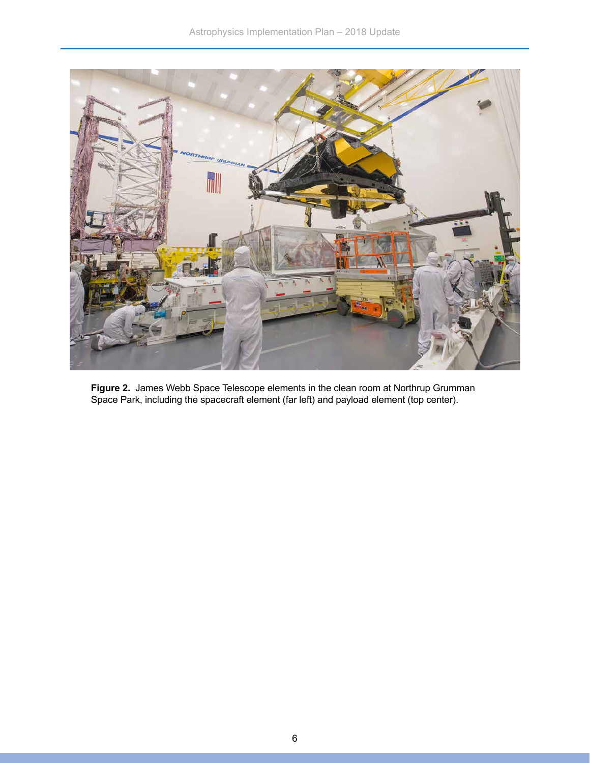**Figure 2.** James Webb Space Telescope elements in the clean room at Northrup Grumman Space Park, including the spacecraft element (far left) and payload element (top center).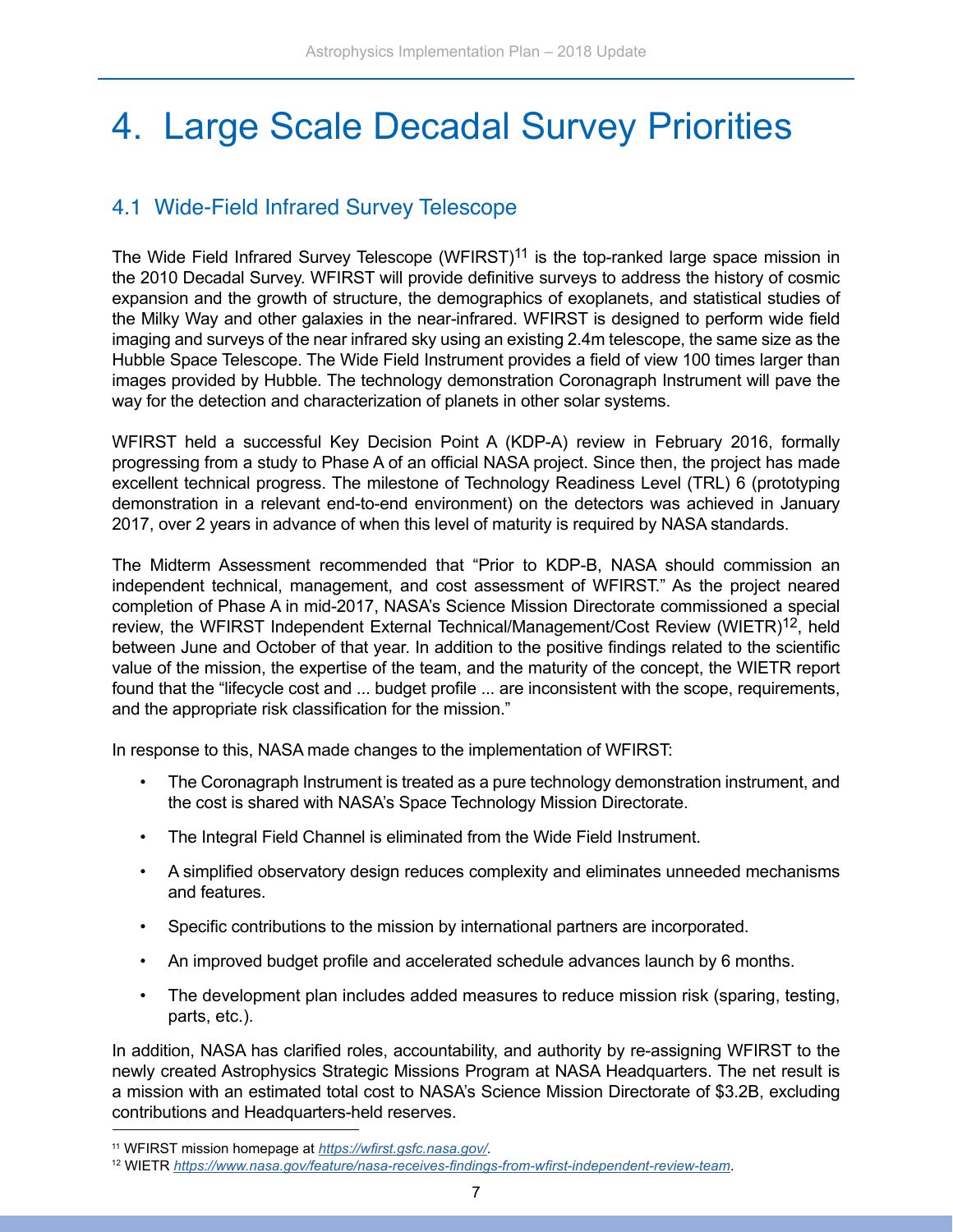# 4. Large Scale Decadal Survey Priorities

## 4.1 Wide-Field Infrared Survey Telescope

The Wide Field Infrared Survey Telescope (WFIRST)[11] is the top-ranked large space mission in the 2010 Decadal Survey. WFIRST will provide definitive surveys to address the history of cosmic expansion and the growth of structure, the demographics of exoplanets, and statistical studies of the Milky Way and other galaxies in the near-infrared. WFIRST is designed to perform wide field imaging and surveys of the near infrared sky using an existing 2.4m telescope, the same size as the Hubble Space Telescope. The Wide Field Instrument provides a field of view 100 times larger than images provided by Hubble. The technology demonstration Coronagraph Instrument will pave the way for the detection and characterization of planets in other solar systems.

WFIRST held a successful Key Decision Point A (KDP-A) review in February 2016, formally progressing from a study to Phase A of an official NASA project. Since then, the project has made excellent technical progress. The milestone of Technology Readiness Level (TRL) 6 (prototyping demonstration in a relevant end-to-end environment) on the detectors was achieved in January 2017, over 2 years in advance of when this level of maturity is required by NASA standards.

The Midterm Assessment recommended that "Prior to KDP-B, NASA should commission an independent technical, management, and cost assessment of WFIRST." As the project neared completion of Phase A in mid-2017, NASA's Science Mission Directorate commissioned a special review, the WFIRST Independent External Technical/Management/Cost Review (WIETR)[12], held between June and October of that year. In addition to the positive findings related to the scientific value of the mission, the expertise of the team, and the maturity of the concept, the WIETR report found that the "lifecycle cost and ... budget profile ... are inconsistent with the scope, requirements, and the appropriate risk classification for the mission."

In response to this, NASA made changes to the implementation of WFIRST:

- The Coronagraph Instrument is treated as a pure technology demonstration instrument, and the cost is shared with NASA's Space Technology Mission Directorate.
- The Integral Field Channel is eliminated from the Wide Field Instrument.
- A simplified observatory design reduces complexity and eliminates unneeded mechanisms and features.
- Specific contributions to the mission by international partners are incorporated.
- An improved budget profile and accelerated schedule advances launch by 6 months.
- The development plan includes added measures to reduce mission risk (sparing, testing, parts, etc.).

In addition, NASA has clarified roles, accountability, and authority by re-assigning WFIRST to the newly created Astrophysics Strategic Missions Program at NASA Headquarters. The net result is a mission with an estimated total cost to NASA's Science Mission Directorate of $3.2B, excluding contributions and Headquarters-held reserves.

---

[11] WFIRST mission homepage at *https://wfirst.gsfc.nasa.gov/*.

[12] WIETR *https://www.nasa.gov/feature/nasa-receives-findings-from-wfirst-independent-review-team*.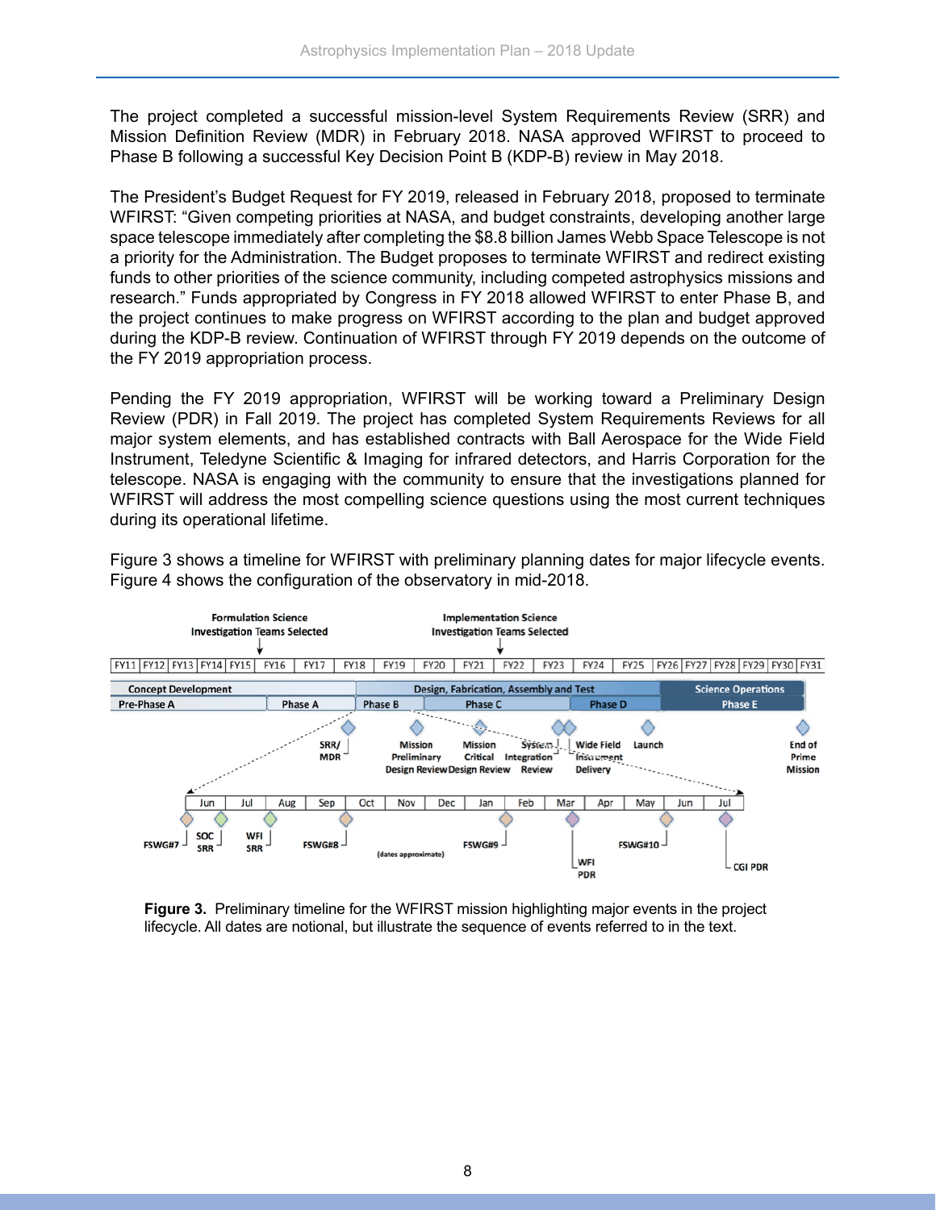The project completed a successful mission-level System Requirements Review (SRR) and Mission Definition Review (MDR) in February 2018. NASA approved WFIRST to proceed to Phase B following a successful Key Decision Point B (KDP-B) review in May 2018.

The President's Budget Request for FY 2019, released in February 2018, proposed to terminate WFIRST: "Given competing priorities at NASA, and budget constraints, developing another large space telescope immediately after completing the $8.8 billion James Webb Space Telescope is not a priority for the Administration. The Budget proposes to terminate WFIRST and redirect existing funds to other priorities of the science community, including competed astrophysics missions and research." Funds appropriated by Congress in FY 2018 allowed WFIRST to enter Phase B, and the project continues to make progress on WFIRST according to the plan and budget approved during the KDP-B review. Continuation of WFIRST through FY 2019 depends on the outcome of the FY 2019 appropriation process.

Pending the FY 2019 appropriation, WFIRST will be working toward a Preliminary Design Review (PDR) in Fall 2019. The project has completed System Requirements Reviews for all major system elements, and has established contracts with Ball Aerospace for the Wide Field Instrument, Teledyne Scientific & Imaging for infrared detectors, and Harris Corporation for the telescope. NASA is engaging with the community to ensure that the investigations planned for WFIRST will address the most compelling science questions using the most current techniques during its operational lifetime.

Figure 3 shows a timeline for WFIRST with preliminary planning dates for major lifecycle events. Figure 4 shows the configuration of the observatory in mid-2018.

**Figure 3.** Preliminary timeline for the WFIRST mission highlighting major events in the project lifecycle. All dates are notional, but illustrate the sequence of events referred to in the text.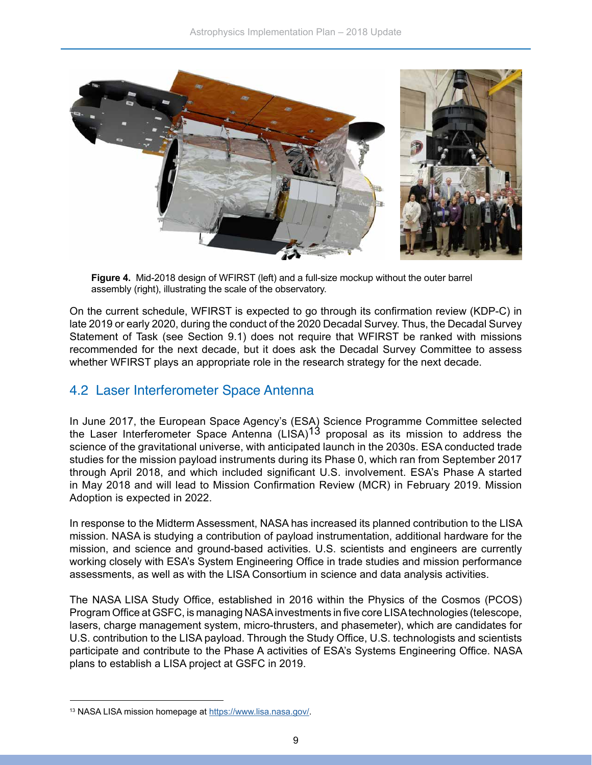**Figure 4.** Mid-2018 design of WFIRST (left) and a full-size mockup without the outer barrel assembly (right), illustrating the scale of the observatory.

On the current schedule, WFIRST is expected to go through its confirmation review (KDP-C) in late 2019 or early 2020, during the conduct of the 2020 Decadal Survey. Thus, the Decadal Survey Statement of Task (see Section 9.1) does not require that WFIRST be ranked with missions recommended for the next decade, but it does ask the Decadal Survey Committee to assess whether WFIRST plays an appropriate role in the research strategy for the next decade.

## 4.2 Laser Interferometer Space Antenna

In June 2017, the European Space Agency's (ESA) Science Programme Committee selected the Laser Interferometer Space Antenna (LISA)[13] proposal as its mission to address the science of the gravitational universe, with anticipated launch in the 2030s. ESA conducted trade studies for the mission payload instruments during its Phase 0, which ran from September 2017 through April 2018, and which included significant U.S. involvement. ESA's Phase A started in May 2018 and will lead to Mission Confirmation Review (MCR) in February 2019. Mission Adoption is expected in 2022.

In response to the Midterm Assessment, NASA has increased its planned contribution to the LISA mission. NASA is studying a contribution of payload instrumentation, additional hardware for the mission, and science and ground-based activities. U.S. scientists and engineers are currently working closely with ESA's System Engineering Office in trade studies and mission performance assessments, as well as with the LISA Consortium in science and data analysis activities.

The NASA LISA Study Office, established in 2016 within the Physics of the Cosmos (PCOS) Program Office at GSFC, is managing NASA investments in five core LISA technologies (telescope, lasers, charge management system, micro-thrusters, and phasemeter), which are candidates for U.S. contribution to the LISA payload. Through the Study Office, U.S. technologists and scientists participate and contribute to the Phase A activities of ESA's Systems Engineering Office. NASA plans to establish a LISA project at GSFC in 2019.

---

[13] NASA LISA mission homepage at https://www.lisa.nasa.gov/.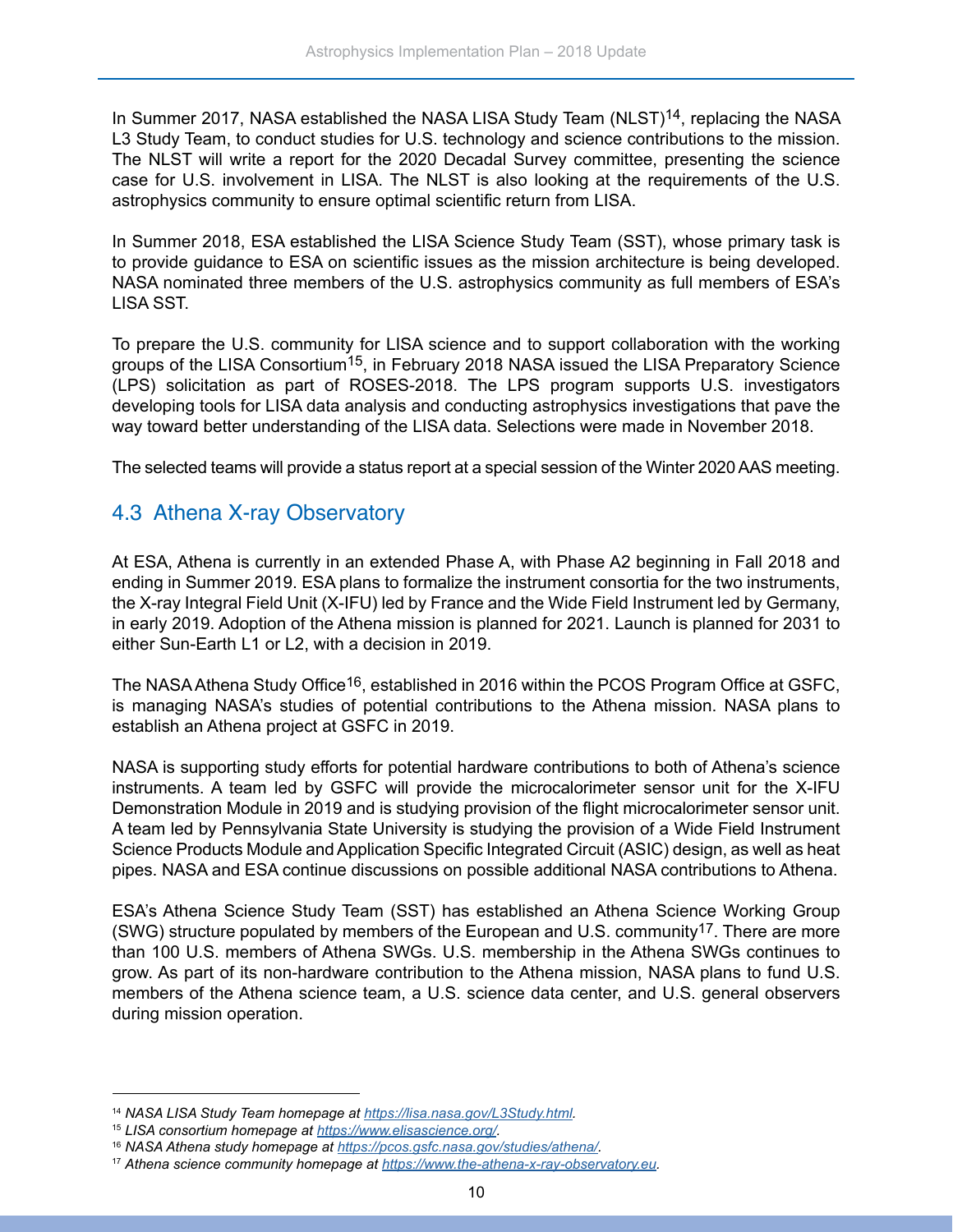In Summer 2017, NASA established the NASA LISA Study Team (NLST)[14], replacing the NASA L3 Study Team, to conduct studies for U.S. technology and science contributions to the mission. The NLST will write a report for the 2020 Decadal Survey committee, presenting the science case for U.S. involvement in LISA. The NLST is also looking at the requirements of the U.S. astrophysics community to ensure optimal scientific return from LISA.

In Summer 2018, ESA established the LISA Science Study Team (SST), whose primary task is to provide guidance to ESA on scientific issues as the mission architecture is being developed. NASA nominated three members of the U.S. astrophysics community as full members of ESA's LISA SST.

To prepare the U.S. community for LISA science and to support collaboration with the working groups of the LISA Consortium[15], in February 2018 NASA issued the LISA Preparatory Science (LPS) solicitation as part of ROSES-2018. The LPS program supports U.S. investigators developing tools for LISA data analysis and conducting astrophysics investigations that pave the way toward better understanding of the LISA data. Selections were made in November 2018.

The selected teams will provide a status report at a special session of the Winter 2020 AAS meeting.

## 4.3 Athena X-ray Observatory

At ESA, Athena is currently in an extended Phase A, with Phase A2 beginning in Fall 2018 and ending in Summer 2019. ESA plans to formalize the instrument consortia for the two instruments, the X-ray Integral Field Unit (X-IFU) led by France and the Wide Field Instrument led by Germany, in early 2019. Adoption of the Athena mission is planned for 2021. Launch is planned for 2031 to either Sun-Earth L1 or L2, with a decision in 2019.

The NASA Athena Study Office[16], established in 2016 within the PCOS Program Office at GSFC, is managing NASA's studies of potential contributions to the Athena mission. NASA plans to establish an Athena project at GSFC in 2019.

NASA is supporting study efforts for potential hardware contributions to both of Athena's science instruments. A team led by GSFC will provide the microcalorimeter sensor unit for the X-IFU Demonstration Module in 2019 and is studying provision of the flight microcalorimeter sensor unit. A team led by Pennsylvania State University is studying the provision of a Wide Field Instrument Science Products Module and Application Specific Integrated Circuit (ASIC) design, as well as heat pipes. NASA and ESA continue discussions on possible additional NASA contributions to Athena.

ESA's Athena Science Study Team (SST) has established an Athena Science Working Group (SWG) structure populated by members of the European and U.S. community[17]. There are more than 100 U.S. members of Athena SWGs. U.S. membership in the Athena SWGs continues to grow. As part of its non-hardware contribution to the Athena mission, NASA plans to fund U.S. members of the Athena science team, a U.S. science data center, and U.S. general observers during mission operation.

---

[14] *NASA LISA Study Team homepage at https://lisa.nasa.gov/L3Study.html.*

[15] *LISA consortium homepage at https://www.elisascience.org/.*

[16] *NASA Athena study homepage at https://pcos.gsfc.nasa.gov/studies/athena/.*

[17] *Athena science community homepage at https://www.the-athena-x-ray-observatory.eu.*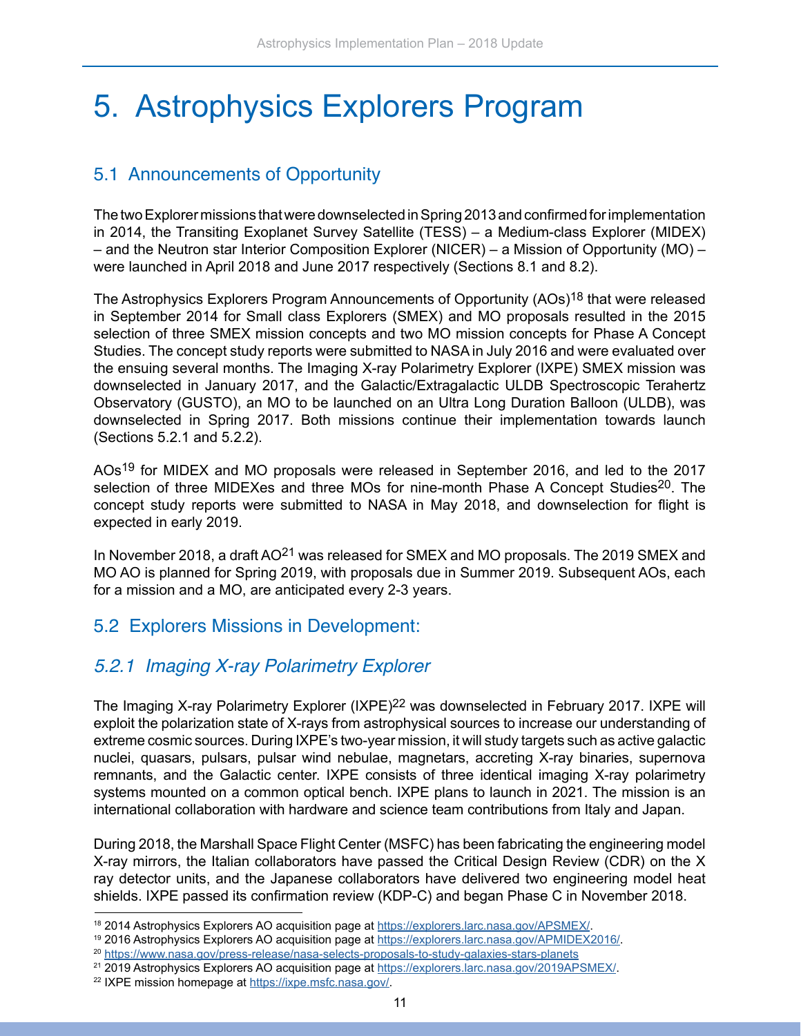# 5. Astrophysics Explorers Program

## 5.1 Announcements of Opportunity

The two Explorer missions that were downselected in Spring 2013 and confirmed for implementation in 2014, the Transiting Exoplanet Survey Satellite (TESS) – a Medium-class Explorer (MIDEX) – and the Neutron star Interior Composition Explorer (NICER) – a Mission of Opportunity (MO) – were launched in April 2018 and June 2017 respectively (Sections 8.1 and 8.2).

The Astrophysics Explorers Program Announcements of Opportunity (AOs)[18] that were released in September 2014 for Small class Explorers (SMEX) and MO proposals resulted in the 2015 selection of three SMEX mission concepts and two MO mission concepts for Phase A Concept Studies. The concept study reports were submitted to NASA in July 2016 and were evaluated over the ensuing several months. The Imaging X-ray Polarimetry Explorer (IXPE) SMEX mission was downselected in January 2017, and the Galactic/Extragalactic ULDB Spectroscopic Terahertz Observatory (GUSTO), an MO to be launched on an Ultra Long Duration Balloon (ULDB), was downselected in Spring 2017. Both missions continue their implementation towards launch (Sections 5.2.1 and 5.2.2).

AOs[19] for MIDEX and MO proposals were released in September 2016, and led to the 2017 selection of three MIDEXes and three MOs for nine-month Phase A Concept Studies[20]. The concept study reports were submitted to NASA in May 2018, and downselection for flight is expected in early 2019.

In November 2018, a draft AO[21] was released for SMEX and MO proposals. The 2019 SMEX and MO AO is planned for Spring 2019, with proposals due in Summer 2019. Subsequent AOs, each for a mission and a MO, are anticipated every 2-3 years.

## 5.2 Explorers Missions in Development:

### *5.2.1 Imaging X-ray Polarimetry Explorer*

The Imaging X-ray Polarimetry Explorer (IXPE)[22] was downselected in February 2017. IXPE will exploit the polarization state of X-rays from astrophysical sources to increase our understanding of extreme cosmic sources. During IXPE's two-year mission, it will study targets such as active galactic nuclei, quasars, pulsars, pulsar wind nebulae, magnetars, accreting X-ray binaries, supernova remnants, and the Galactic center. IXPE consists of three identical imaging X-ray polarimetry systems mounted on a common optical bench. IXPE plans to launch in 2021. The mission is an international collaboration with hardware and science team contributions from Italy and Japan.

During 2018, the Marshall Space Flight Center (MSFC) has been fabricating the engineering model X-ray mirrors, the Italian collaborators have passed the Critical Design Review (CDR) on the X ray detector units, and the Japanese collaborators have delivered two engineering model heat shields. IXPE passed its confirmation review (KDP-C) and began Phase C in November 2018.

---

[18] 2014 Astrophysics Explorers AO acquisition page at https://explorers.larc.nasa.gov/APSMEX/.

[19] 2016 Astrophysics Explorers AO acquisition page at https://explorers.larc.nasa.gov/APMIDEX2016/.

[20] https://www.nasa.gov/press-release/nasa-selects-proposals-to-study-galaxies-stars-planets

[21] 2019 Astrophysics Explorers AO acquisition page at https://explorers.larc.nasa.gov/2019APSMEX/.

[22] IXPE mission homepage at https://ixpe.msfc.nasa.gov/.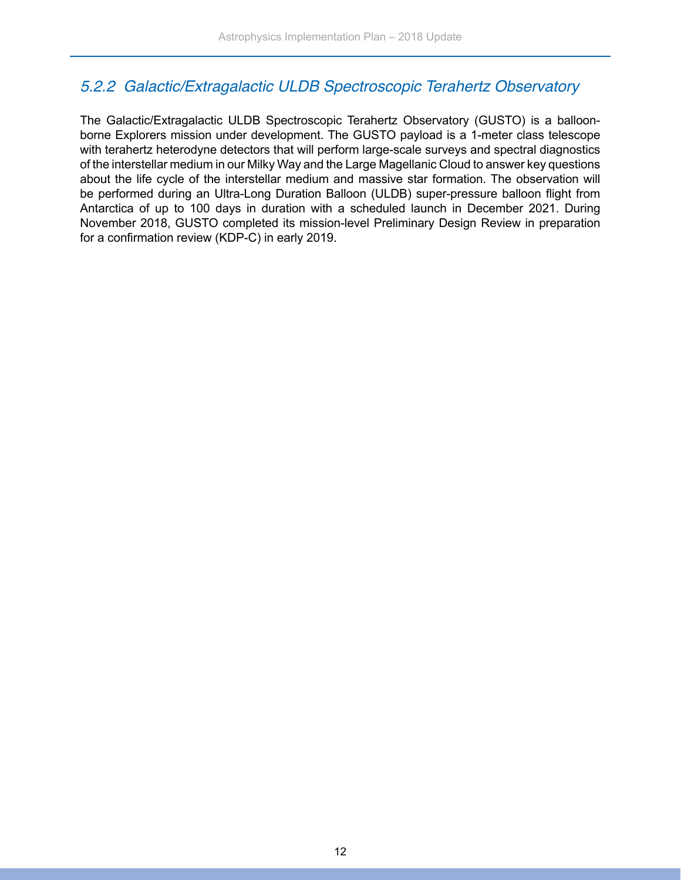### *5.2.2 Galactic/Extragalactic ULDB Spectroscopic Terahertz Observatory*

The Galactic/Extragalactic ULDB Spectroscopic Terahertz Observatory (GUSTO) is a balloon-borne Explorers mission under development. The GUSTO payload is a 1-meter class telescope with terahertz heterodyne detectors that will perform large-scale surveys and spectral diagnostics of the interstellar medium in our Milky Way and the Large Magellanic Cloud to answer key questions about the life cycle of the interstellar medium and massive star formation. The observation will be performed during an Ultra-Long Duration Balloon (ULDB) super-pressure balloon flight from Antarctica of up to 100 days in duration with a scheduled launch in December 2021. During November 2018, GUSTO completed its mission-level Preliminary Design Review in preparation for a confirmation review (KDP-C) in early 2019.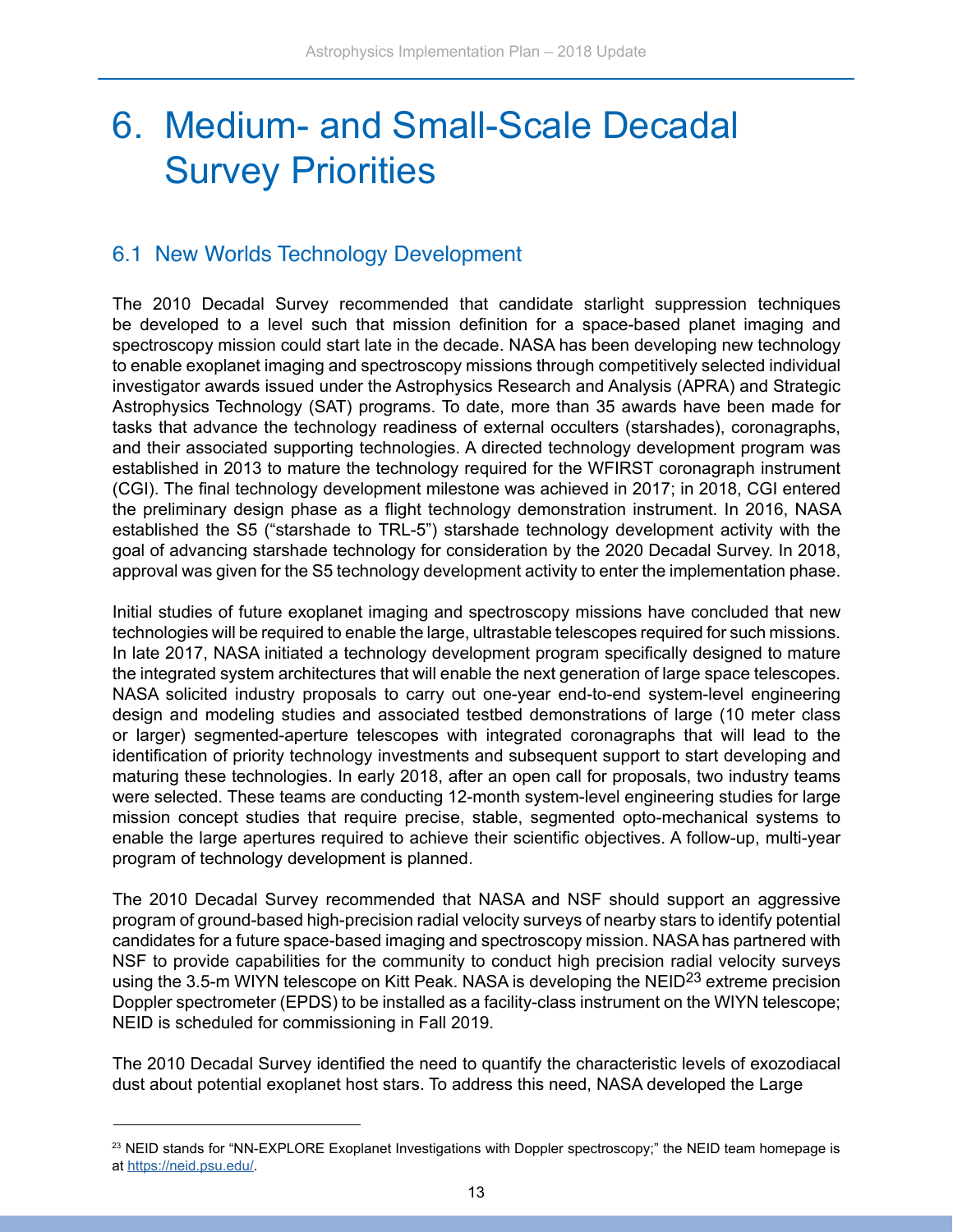# 6. Medium- and Small-Scale Decadal Survey Priorities

## 6.1 New Worlds Technology Development

The 2010 Decadal Survey recommended that candidate starlight suppression techniques be developed to a level such that mission definition for a space-based planet imaging and spectroscopy mission could start late in the decade. NASA has been developing new technology to enable exoplanet imaging and spectroscopy missions through competitively selected individual investigator awards issued under the Astrophysics Research and Analysis (APRA) and Strategic Astrophysics Technology (SAT) programs. To date, more than 35 awards have been made for tasks that advance the technology readiness of external occulters (starshades), coronagraphs, and their associated supporting technologies. A directed technology development program was established in 2013 to mature the technology required for the WFIRST coronagraph instrument (CGI). The final technology development milestone was achieved in 2017; in 2018, CGI entered the preliminary design phase as a flight technology demonstration instrument. In 2016, NASA established the S5 ("starshade to TRL-5") starshade technology development activity with the goal of advancing starshade technology for consideration by the 2020 Decadal Survey. In 2018, approval was given for the S5 technology development activity to enter the implementation phase.

Initial studies of future exoplanet imaging and spectroscopy missions have concluded that new technologies will be required to enable the large, ultrastable telescopes required for such missions. In late 2017, NASA initiated a technology development program specifically designed to mature the integrated system architectures that will enable the next generation of large space telescopes. NASA solicited industry proposals to carry out one-year end-to-end system-level engineering design and modeling studies and associated testbed demonstrations of large (10 meter class or larger) segmented-aperture telescopes with integrated coronagraphs that will lead to the identification of priority technology investments and subsequent support to start developing and maturing these technologies. In early 2018, after an open call for proposals, two industry teams were selected. These teams are conducting 12-month system-level engineering studies for large mission concept studies that require precise, stable, segmented opto-mechanical systems to enable the large apertures required to achieve their scientific objectives. A follow-up, multi-year program of technology development is planned.

The 2010 Decadal Survey recommended that NASA and NSF should support an aggressive program of ground-based high-precision radial velocity surveys of nearby stars to identify potential candidates for a future space-based imaging and spectroscopy mission. NASA has partnered with NSF to provide capabilities for the community to conduct high precision radial velocity surveys using the 3.5-m WIYN telescope on Kitt Peak. NASA is developing the NEID[23] extreme precision Doppler spectrometer (EPDS) to be installed as a facility-class instrument on the WIYN telescope; NEID is scheduled for commissioning in Fall 2019.

The 2010 Decadal Survey identified the need to quantify the characteristic levels of exozodiacal dust about potential exoplanet host stars. To address this need, NASA developed the Large

[23] NEID stands for "NN-EXPLORE Exoplanet Investigations with Doppler spectroscopy;" the NEID team homepage is at https://neid.psu.edu/.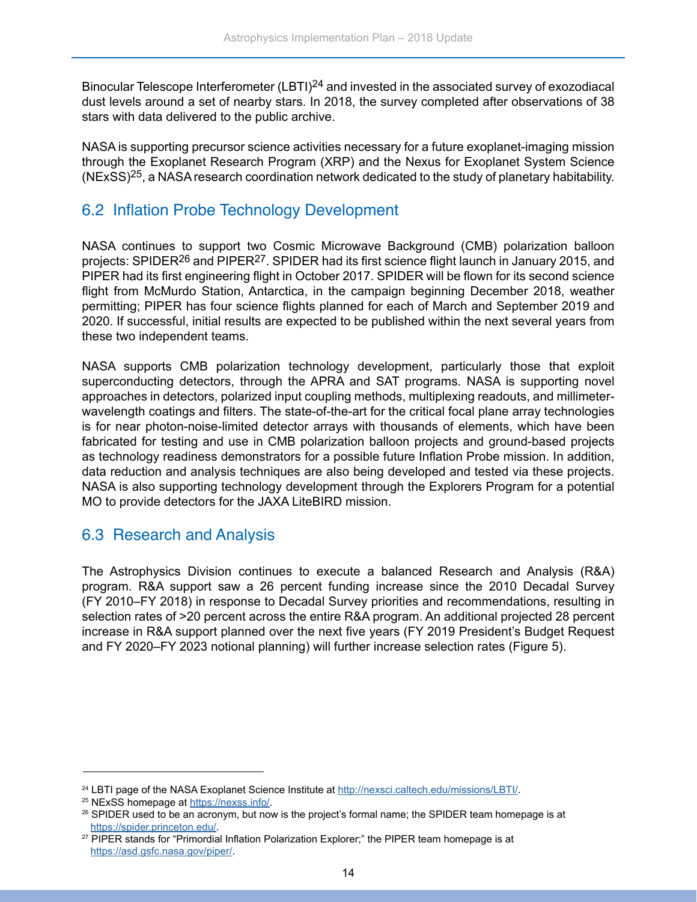Binocular Telescope Interferometer (LBTI)[24] and invested in the associated survey of exozodiacal dust levels around a set of nearby stars. In 2018, the survey completed after observations of 38 stars with data delivered to the public archive.

NASA is supporting precursor science activities necessary for a future exoplanet-imaging mission through the Exoplanet Research Program (XRP) and the Nexus for Exoplanet System Science (NExSS)[25], a NASA research coordination network dedicated to the study of planetary habitability.

## 6.2 Inflation Probe Technology Development

NASA continues to support two Cosmic Microwave Background (CMB) polarization balloon projects: SPIDER[26] and PIPER[27]. SPIDER had its first science flight launch in January 2015, and PIPER had its first engineering flight in October 2017. SPIDER will be flown for its second science flight from McMurdo Station, Antarctica, in the campaign beginning December 2018, weather permitting; PIPER has four science flights planned for each of March and September 2019 and 2020. If successful, initial results are expected to be published within the next several years from these two independent teams.

NASA supports CMB polarization technology development, particularly those that exploit superconducting detectors, through the APRA and SAT programs. NASA is supporting novel approaches in detectors, polarized input coupling methods, multiplexing readouts, and millimeter-wavelength coatings and filters. The state-of-the-art for the critical focal plane array technologies is for near photon-noise-limited detector arrays with thousands of elements, which have been fabricated for testing and use in CMB polarization balloon projects and ground-based projects as technology readiness demonstrators for a possible future Inflation Probe mission. In addition, data reduction and analysis techniques are also being developed and tested via these projects. NASA is also supporting technology development through the Explorers Program for a potential MO to provide detectors for the JAXA LiteBIRD mission.

## 6.3 Research and Analysis

The Astrophysics Division continues to execute a balanced Research and Analysis (R&A) program. R&A support saw a 26 percent funding increase since the 2010 Decadal Survey (FY 2010–FY 2018) in response to Decadal Survey priorities and recommendations, resulting in selection rates of >20 percent across the entire R&A program. An additional projected 28 percent increase in R&A support planned over the next five years (FY 2019 President's Budget Request and FY 2020–FY 2023 notional planning) will further increase selection rates (Figure 5).

---

[24] LBTI page of the NASA Exoplanet Science Institute at http://nexsci.caltech.edu/missions/LBTI/.

[25] NExSS homepage at https://nexss.info/.

[26] SPIDER used to be an acronym, but now is the project's formal name; the SPIDER team homepage is at https://spider.princeton.edu/.

[27] PIPER stands for "Primordial Inflation Polarization Explorer;" the PIPER team homepage is at https://asd.gsfc.nasa.gov/piper/.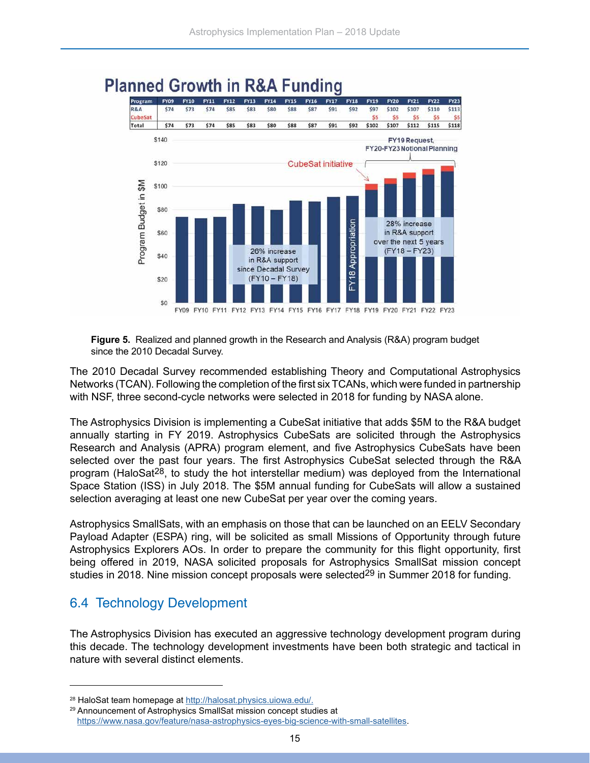**Planned Growth in R&A Funding**

| Program | FY09 | FY10 | FY11 | FY12 | FY13 | FY14 | FY15 | FY16 | FY17 | FY18 | FY19 | FY20 | FY21 | FY22 | FY23 |
|---|---|---|---|---|---|---|---|---|---|---|---|---|---|---|---|
| R&A | $74 | $73 | $74 | $85 | $83 | $80 | $88 | $87 | $91 | $92 | $97 | $102 | $107 | $110 | $113 |
| CubeSat | | | | | | | | | | | $5 | $5 | $5 | $5 | $5 |
| Total | $74 | $73 | $74 | $85 | $83 | $80 | $88 | $87 | $91 | $92 | $102 | $107 | $112 | $115 | $118 |

**Figure 5.** Realized and planned growth in the Research and Analysis (R&A) program budget since the 2010 Decadal Survey.

The 2010 Decadal Survey recommended establishing Theory and Computational Astrophysics Networks (TCAN). Following the completion of the first six TCANs, which were funded in partnership with NSF, three second-cycle networks were selected in 2018 for funding by NASA alone.

The Astrophysics Division is implementing a CubeSat initiative that adds $5M to the R&A budget annually starting in FY 2019. Astrophysics CubeSats are solicited through the Astrophysics Research and Analysis (APRA) program element, and five Astrophysics CubeSats have been selected over the past four years. The first Astrophysics CubeSat selected through the R&A program (HaloSat[28], to study the hot interstellar medium) was deployed from the International Space Station (ISS) in July 2018. The $5M annual funding for CubeSats will allow a sustained selection averaging at least one new CubeSat per year over the coming years.

Astrophysics SmallSats, with an emphasis on those that can be launched on an EELV Secondary Payload Adapter (ESPA) ring, will be solicited as small Missions of Opportunity through future Astrophysics Explorers AOs. In order to prepare the community for this flight opportunity, first being offered in 2019, NASA solicited proposals for Astrophysics SmallSat mission concept studies in 2018. Nine mission concept proposals were selected[29] in Summer 2018 for funding.

## 6.4 Technology Development

The Astrophysics Division has executed an aggressive technology development program during this decade. The technology development investments have been both strategic and tactical in nature with several distinct elements.

---

[28] HaloSat team homepage at http://halosat.physics.uiowa.edu/.

[29] Announcement of Astrophysics SmallSat mission concept studies at https://www.nasa.gov/feature/nasa-astrophysics-eyes-big-science-with-small-satellites.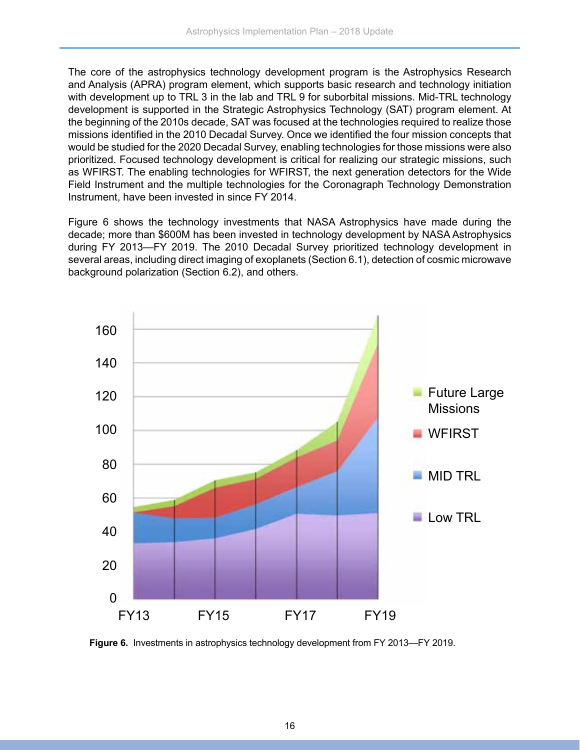The core of the astrophysics technology development program is the Astrophysics Research and Analysis (APRA) program element, which supports basic research and technology initiation with development up to TRL 3 in the lab and TRL 9 for suborbital missions. Mid-TRL technology development is supported in the Strategic Astrophysics Technology (SAT) program element. At the beginning of the 2010s decade, SAT was focused at the technologies required to realize those missions identified in the 2010 Decadal Survey. Once we identified the four mission concepts that would be studied for the 2020 Decadal Survey, enabling technologies for those missions were also prioritized. Focused technology development is critical for realizing our strategic missions, such as WFIRST. The enabling technologies for WFIRST, the next generation detectors for the Wide Field Instrument and the multiple technologies for the Coronagraph Technology Demonstration Instrument, have been invested in since FY 2014.

Figure 6 shows the technology investments that NASA Astrophysics have made during the decade; more than $600M has been invested in technology development by NASA Astrophysics during FY 2013—FY 2019. The 2010 Decadal Survey prioritized technology development in several areas, including direct imaging of exoplanets (Section 6.1), detection of cosmic microwave background polarization (Section 6.2), and others.

**Figure 6.** Investments in astrophysics technology development from FY 2013—FY 2019.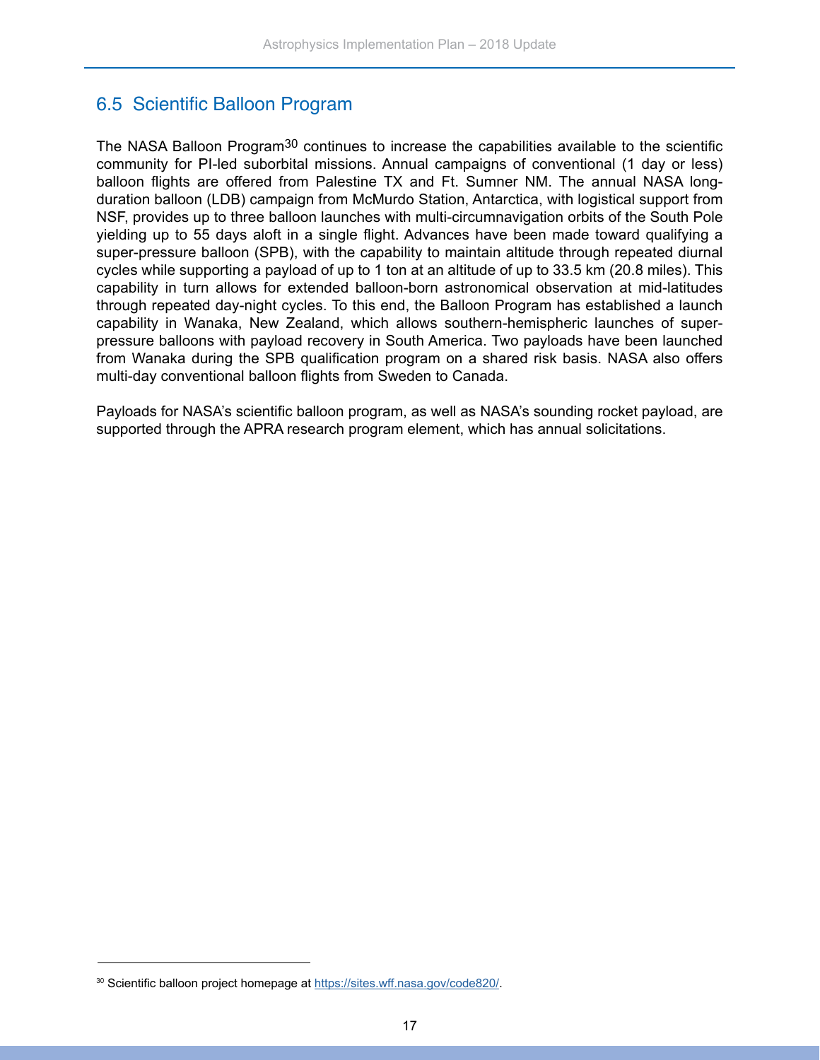## 6.5 Scientific Balloon Program

The NASA Balloon Program[30] continues to increase the capabilities available to the scientific community for PI-led suborbital missions. Annual campaigns of conventional (1 day or less) balloon flights are offered from Palestine TX and Ft. Sumner NM. The annual NASA long-duration balloon (LDB) campaign from McMurdo Station, Antarctica, with logistical support from NSF, provides up to three balloon launches with multi-circumnavigation orbits of the South Pole yielding up to 55 days aloft in a single flight. Advances have been made toward qualifying a super-pressure balloon (SPB), with the capability to maintain altitude through repeated diurnal cycles while supporting a payload of up to 1 ton at an altitude of up to 33.5 km (20.8 miles). This capability in turn allows for extended balloon-born astronomical observation at mid-latitudes through repeated day-night cycles. To this end, the Balloon Program has established a launch capability in Wanaka, New Zealand, which allows southern-hemispheric launches of super-pressure balloons with payload recovery in South America. Two payloads have been launched from Wanaka during the SPB qualification program on a shared risk basis. NASA also offers multi-day conventional balloon flights from Sweden to Canada.

Payloads for NASA's scientific balloon program, as well as NASA's sounding rocket payload, are supported through the APRA research program element, which has annual solicitations.

[30] Scientific balloon project homepage at https://sites.wff.nasa.gov/code820/.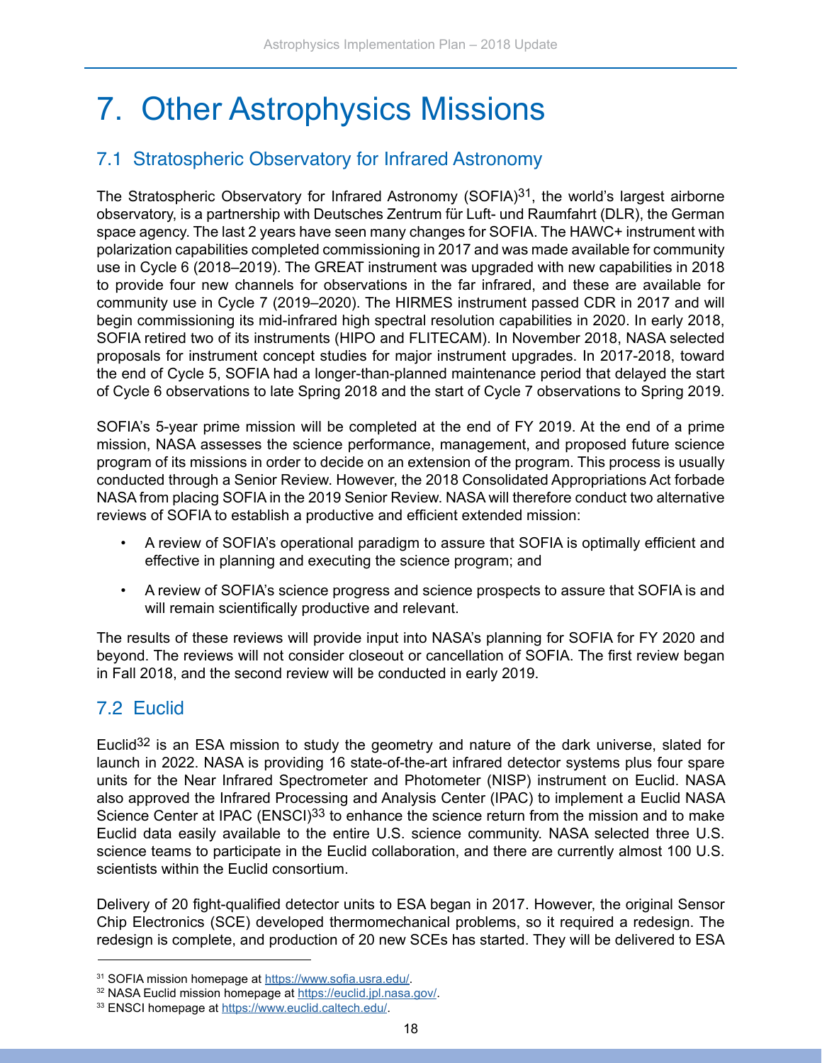# 7. Other Astrophysics Missions

## 7.1 Stratospheric Observatory for Infrared Astronomy

The Stratospheric Observatory for Infrared Astronomy (SOFIA)[31], the world's largest airborne observatory, is a partnership with Deutsches Zentrum für Luft- und Raumfahrt (DLR), the German space agency. The last 2 years have seen many changes for SOFIA. The HAWC+ instrument with polarization capabilities completed commissioning in 2017 and was made available for community use in Cycle 6 (2018–2019). The GREAT instrument was upgraded with new capabilities in 2018 to provide four new channels for observations in the far infrared, and these are available for community use in Cycle 7 (2019–2020). The HIRMES instrument passed CDR in 2017 and will begin commissioning its mid-infrared high spectral resolution capabilities in 2020. In early 2018, SOFIA retired two of its instruments (HIPO and FLITECAM). In November 2018, NASA selected proposals for instrument concept studies for major instrument upgrades. In 2017-2018, toward the end of Cycle 5, SOFIA had a longer-than-planned maintenance period that delayed the start of Cycle 6 observations to late Spring 2018 and the start of Cycle 7 observations to Spring 2019.

SOFIA's 5-year prime mission will be completed at the end of FY 2019. At the end of a prime mission, NASA assesses the science performance, management, and proposed future science program of its missions in order to decide on an extension of the program. This process is usually conducted through a Senior Review. However, the 2018 Consolidated Appropriations Act forbade NASA from placing SOFIA in the 2019 Senior Review. NASA will therefore conduct two alternative reviews of SOFIA to establish a productive and efficient extended mission:

- A review of SOFIA's operational paradigm to assure that SOFIA is optimally efficient and effective in planning and executing the science program; and
- A review of SOFIA's science progress and science prospects to assure that SOFIA is and will remain scientifically productive and relevant.

The results of these reviews will provide input into NASA's planning for SOFIA for FY 2020 and beyond. The reviews will not consider closeout or cancellation of SOFIA. The first review began in Fall 2018, and the second review will be conducted in early 2019.

## 7.2 Euclid

Euclid[32] is an ESA mission to study the geometry and nature of the dark universe, slated for launch in 2022. NASA is providing 16 state-of-the-art infrared detector systems plus four spare units for the Near Infrared Spectrometer and Photometer (NISP) instrument on Euclid. NASA also approved the Infrared Processing and Analysis Center (IPAC) to implement a Euclid NASA Science Center at IPAC (ENSCI)[33] to enhance the science return from the mission and to make Euclid data easily available to the entire U.S. science community. NASA selected three U.S. science teams to participate in the Euclid collaboration, and there are currently almost 100 U.S. scientists within the Euclid consortium.

Delivery of 20 fight-qualified detector units to ESA began in 2017. However, the original Sensor Chip Electronics (SCE) developed thermomechanical problems, so it required a redesign. The redesign is complete, and production of 20 new SCEs has started. They will be delivered to ESA

---

[31] SOFIA mission homepage at https://www.sofia.usra.edu/.

[32] NASA Euclid mission homepage at https://euclid.jpl.nasa.gov/.

[33] ENSCI homepage at https://www.euclid.caltech.edu/.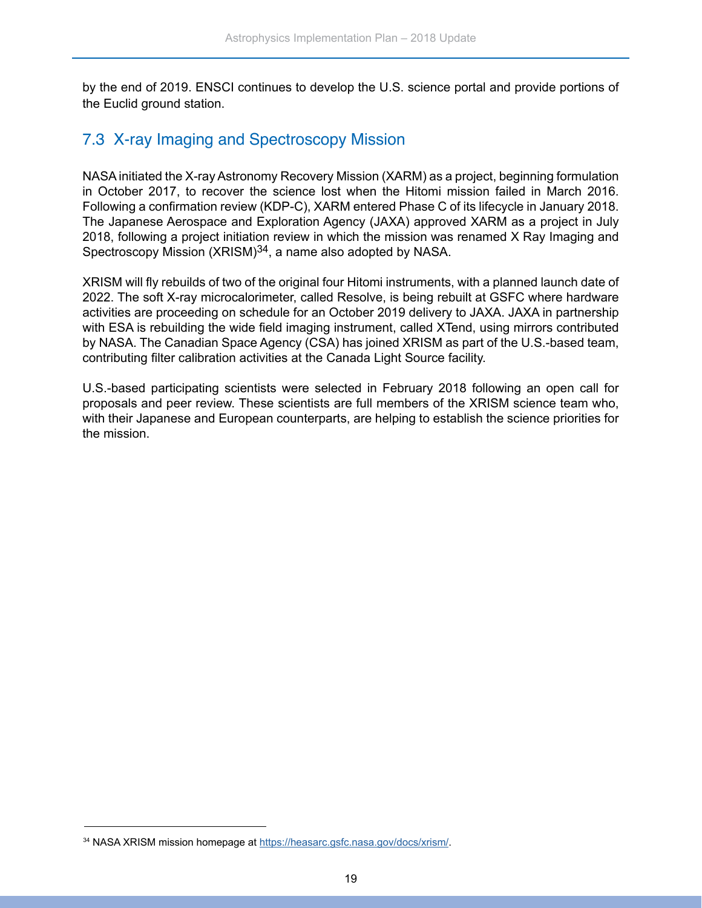by the end of 2019. ENSCI continues to develop the U.S. science portal and provide portions of the Euclid ground station.

## 7.3 X-ray Imaging and Spectroscopy Mission

NASA initiated the X-ray Astronomy Recovery Mission (XARM) as a project, beginning formulation in October 2017, to recover the science lost when the Hitomi mission failed in March 2016. Following a confirmation review (KDP-C), XARM entered Phase C of its lifecycle in January 2018. The Japanese Aerospace and Exploration Agency (JAXA) approved XARM as a project in July 2018, following a project initiation review in which the mission was renamed X Ray Imaging and Spectroscopy Mission (XRISM)[34], a name also adopted by NASA.

XRISM will fly rebuilds of two of the original four Hitomi instruments, with a planned launch date of 2022. The soft X-ray microcalorimeter, called Resolve, is being rebuilt at GSFC where hardware activities are proceeding on schedule for an October 2019 delivery to JAXA. JAXA in partnership with ESA is rebuilding the wide field imaging instrument, called XTend, using mirrors contributed by NASA. The Canadian Space Agency (CSA) has joined XRISM as part of the U.S.-based team, contributing filter calibration activities at the Canada Light Source facility.

U.S.-based participating scientists were selected in February 2018 following an open call for proposals and peer review. These scientists are full members of the XRISM science team who, with their Japanese and European counterparts, are helping to establish the science priorities for the mission.

---

[34] NASA XRISM mission homepage at https://heasarc.gsfc.nasa.gov/docs/xrism/.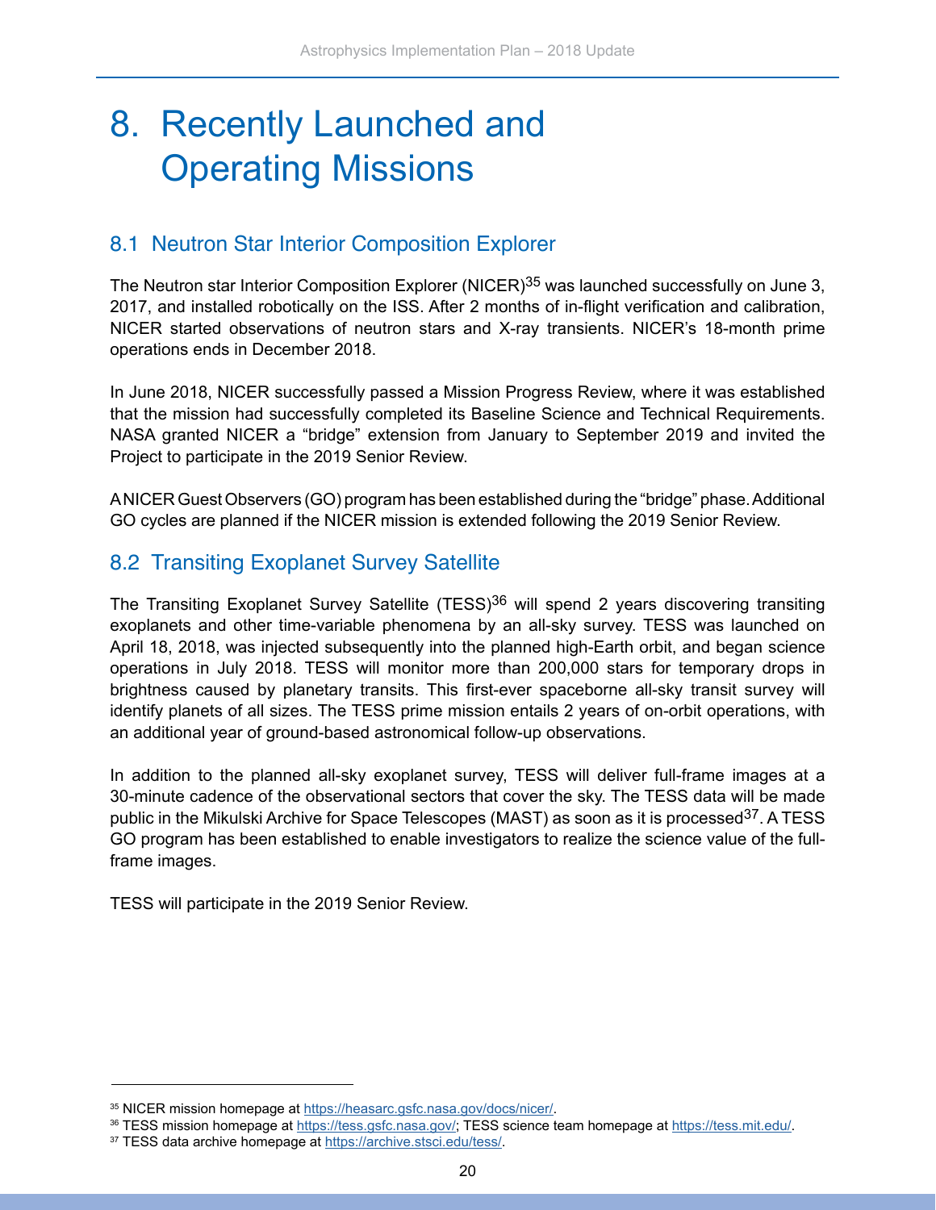# 8. Recently Launched and Operating Missions

## 8.1 Neutron Star Interior Composition Explorer

The Neutron star Interior Composition Explorer (NICER)[35] was launched successfully on June 3, 2017, and installed robotically on the ISS. After 2 months of in-flight verification and calibration, NICER started observations of neutron stars and X-ray transients. NICER's 18-month prime operations ends in December 2018.

In June 2018, NICER successfully passed a Mission Progress Review, where it was established that the mission had successfully completed its Baseline Science and Technical Requirements. NASA granted NICER a "bridge" extension from January to September 2019 and invited the Project to participate in the 2019 Senior Review.

A NICER Guest Observers (GO) program has been established during the "bridge" phase. Additional GO cycles are planned if the NICER mission is extended following the 2019 Senior Review.

## 8.2 Transiting Exoplanet Survey Satellite

The Transiting Exoplanet Survey Satellite (TESS)[36] will spend 2 years discovering transiting exoplanets and other time-variable phenomena by an all-sky survey. TESS was launched on April 18, 2018, was injected subsequently into the planned high-Earth orbit, and began science operations in July 2018. TESS will monitor more than 200,000 stars for temporary drops in brightness caused by planetary transits. This first-ever spaceborne all-sky transit survey will identify planets of all sizes. The TESS prime mission entails 2 years of on-orbit operations, with an additional year of ground-based astronomical follow-up observations.

In addition to the planned all-sky exoplanet survey, TESS will deliver full-frame images at a 30-minute cadence of the observational sectors that cover the sky. The TESS data will be made public in the Mikulski Archive for Space Telescopes (MAST) as soon as it is processed[37]. A TESS GO program has been established to enable investigators to realize the science value of the full-frame images.

TESS will participate in the 2019 Senior Review.

---

[35] NICER mission homepage at https://heasarc.gsfc.nasa.gov/docs/nicer/.

[36] TESS mission homepage at https://tess.gsfc.nasa.gov/; TESS science team homepage at https://tess.mit.edu/.

[37] TESS data archive homepage at https://archive.stsci.edu/tess/.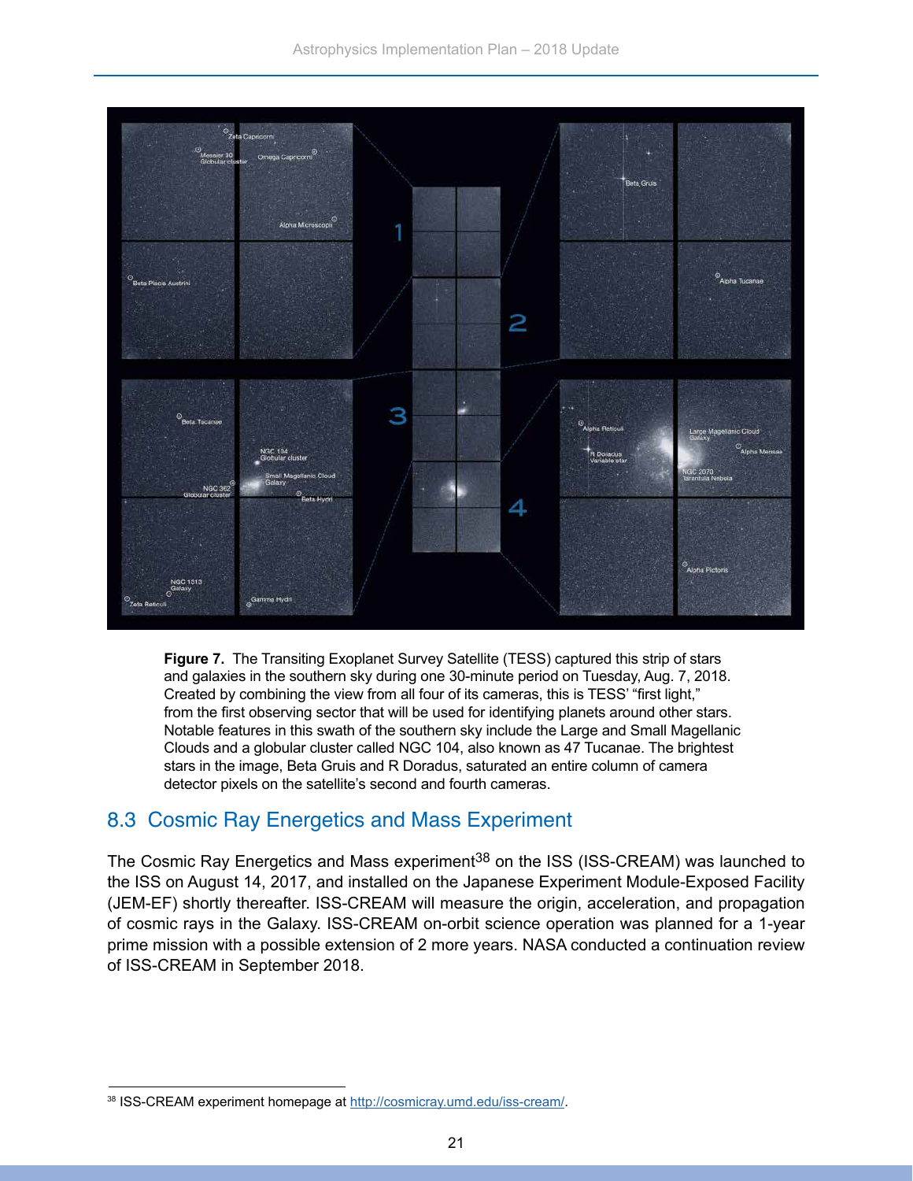**Figure 7.** The Transiting Exoplanet Survey Satellite (TESS) captured this strip of stars and galaxies in the southern sky during one 30-minute period on Tuesday, Aug. 7, 2018. Created by combining the view from all four of its cameras, this is TESS' "first light," from the first observing sector that will be used for identifying planets around other stars. Notable features in this swath of the southern sky include the Large and Small Magellanic Clouds and a globular cluster called NGC 104, also known as 47 Tucanae. The brightest stars in the image, Beta Gruis and R Doradus, saturated an entire column of camera detector pixels on the satellite's second and fourth cameras.

## 8.3 Cosmic Ray Energetics and Mass Experiment

The Cosmic Ray Energetics and Mass experiment[38] on the ISS (ISS-CREAM) was launched to the ISS on August 14, 2017, and installed on the Japanese Experiment Module-Exposed Facility (JEM-EF) shortly thereafter. ISS-CREAM will measure the origin, acceleration, and propagation of cosmic rays in the Galaxy. ISS-CREAM on-orbit science operation was planned for a 1-year prime mission with a possible extension of 2 more years. NASA conducted a continuation review of ISS-CREAM in September 2018.

[38] ISS-CREAM experiment homepage at http://cosmicray.umd.edu/iss-cream/.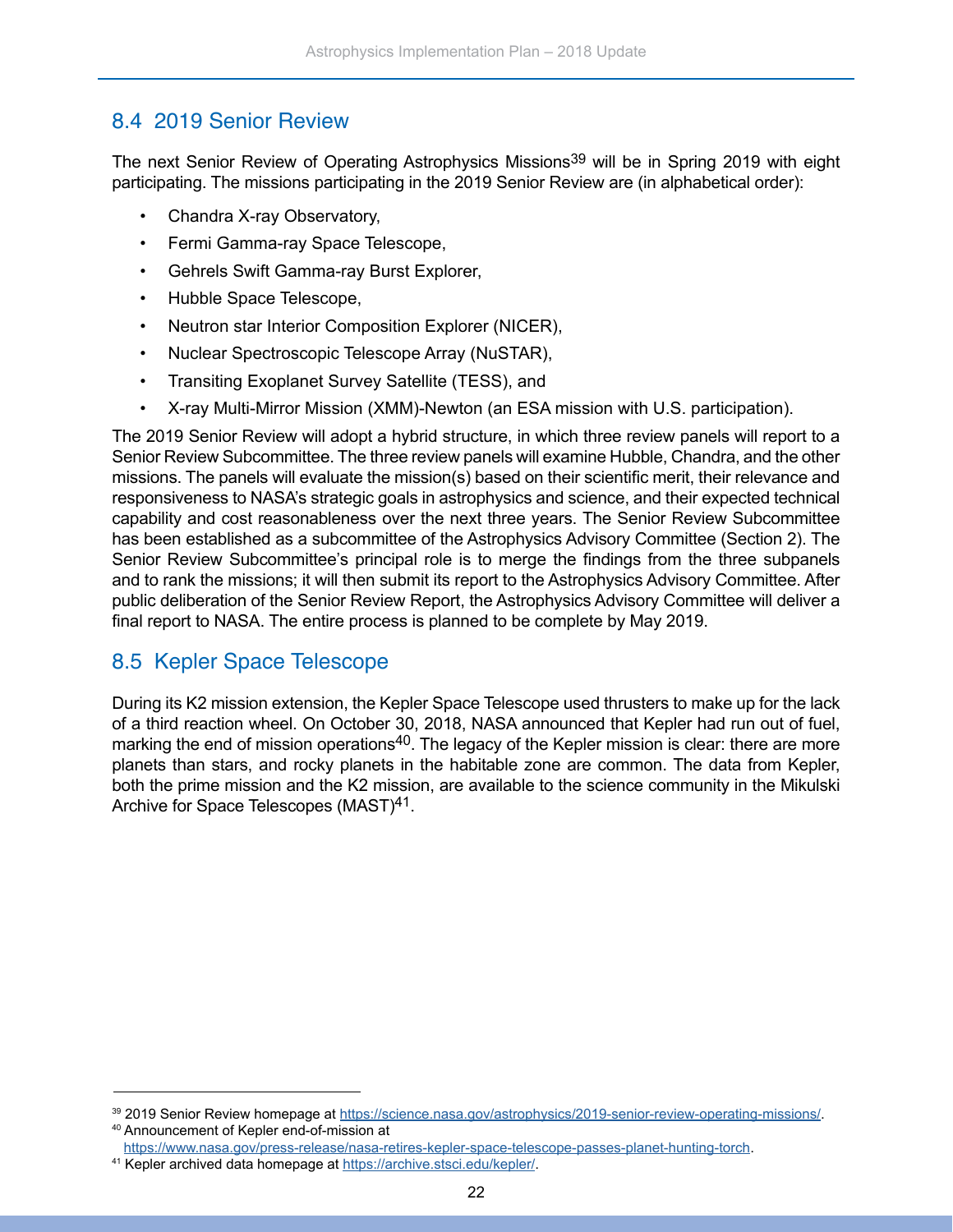## 8.4 2019 Senior Review

The next Senior Review of Operating Astrophysics Missions[39] will be in Spring 2019 with eight participating. The missions participating in the 2019 Senior Review are (in alphabetical order):

- Chandra X-ray Observatory,
- Fermi Gamma-ray Space Telescope,
- Gehrels Swift Gamma-ray Burst Explorer,
- Hubble Space Telescope,
- Neutron star Interior Composition Explorer (NICER),
- Nuclear Spectroscopic Telescope Array (NuSTAR),
- Transiting Exoplanet Survey Satellite (TESS), and
- X-ray Multi-Mirror Mission (XMM)-Newton (an ESA mission with U.S. participation).

The 2019 Senior Review will adopt a hybrid structure, in which three review panels will report to a Senior Review Subcommittee. The three review panels will examine Hubble, Chandra, and the other missions. The panels will evaluate the mission(s) based on their scientific merit, their relevance and responsiveness to NASA's strategic goals in astrophysics and science, and their expected technical capability and cost reasonableness over the next three years. The Senior Review Subcommittee has been established as a subcommittee of the Astrophysics Advisory Committee (Section 2). The Senior Review Subcommittee's principal role is to merge the findings from the three subpanels and to rank the missions; it will then submit its report to the Astrophysics Advisory Committee. After public deliberation of the Senior Review Report, the Astrophysics Advisory Committee will deliver a final report to NASA. The entire process is planned to be complete by May 2019.

## 8.5 Kepler Space Telescope

During its K2 mission extension, the Kepler Space Telescope used thrusters to make up for the lack of a third reaction wheel. On October 30, 2018, NASA announced that Kepler had run out of fuel, marking the end of mission operations[40]. The legacy of the Kepler mission is clear: there are more planets than stars, and rocky planets in the habitable zone are common. The data from Kepler, both the prime mission and the K2 mission, are available to the science community in the Mikulski Archive for Space Telescopes (MAST)[41].

---

[39] 2019 Senior Review homepage at https://science.nasa.gov/astrophysics/2019-senior-review-operating-missions/.

[40] Announcement of Kepler end-of-mission at https://www.nasa.gov/press-release/nasa-retires-kepler-space-telescope-passes-planet-hunting-torch.

[41] Kepler archived data homepage at https://archive.stsci.edu/kepler/.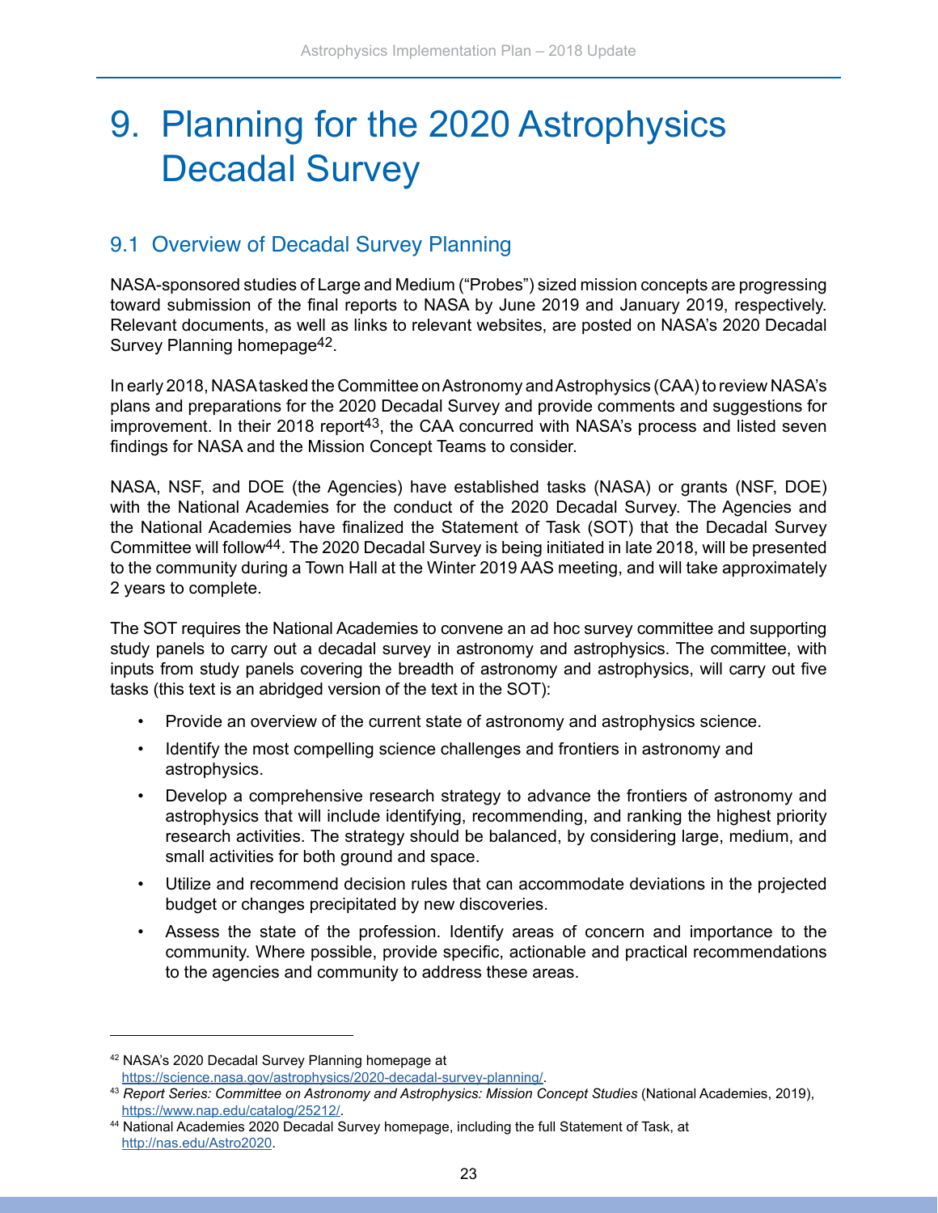# 9. Planning for the 2020 Astrophysics Decadal Survey

## 9.1 Overview of Decadal Survey Planning

NASA-sponsored studies of Large and Medium ("Probes") sized mission concepts are progressing toward submission of the final reports to NASA by June 2019 and January 2019, respectively. Relevant documents, as well as links to relevant websites, are posted on NASA's 2020 Decadal Survey Planning homepage[42].

In early 2018, NASA tasked the Committee on Astronomy and Astrophysics (CAA) to review NASA's plans and preparations for the 2020 Decadal Survey and provide comments and suggestions for improvement. In their 2018 report[43], the CAA concurred with NASA's process and listed seven findings for NASA and the Mission Concept Teams to consider.

NASA, NSF, and DOE (the Agencies) have established tasks (NASA) or grants (NSF, DOE) with the National Academies for the conduct of the 2020 Decadal Survey. The Agencies and the National Academies have finalized the Statement of Task (SOT) that the Decadal Survey Committee will follow[44]. The 2020 Decadal Survey is being initiated in late 2018, will be presented to the community during a Town Hall at the Winter 2019 AAS meeting, and will take approximately 2 years to complete.

The SOT requires the National Academies to convene an ad hoc survey committee and supporting study panels to carry out a decadal survey in astronomy and astrophysics. The committee, with inputs from study panels covering the breadth of astronomy and astrophysics, will carry out five tasks (this text is an abridged version of the text in the SOT):

- Provide an overview of the current state of astronomy and astrophysics science.
- Identify the most compelling science challenges and frontiers in astronomy and astrophysics.
- Develop a comprehensive research strategy to advance the frontiers of astronomy and astrophysics that will include identifying, recommending, and ranking the highest priority research activities. The strategy should be balanced, by considering large, medium, and small activities for both ground and space.
- Utilize and recommend decision rules that can accommodate deviations in the projected budget or changes precipitated by new discoveries.
- Assess the state of the profession. Identify areas of concern and importance to the community. Where possible, provide specific, actionable and practical recommendations to the agencies and community to address these areas.

---

[42] NASA's 2020 Decadal Survey Planning homepage at https://science.nasa.gov/astrophysics/2020-decadal-survey-planning/.

[43] *Report Series: Committee on Astronomy and Astrophysics: Mission Concept Studies* (National Academies, 2019), https://www.nap.edu/catalog/25212/.

[44] National Academies 2020 Decadal Survey homepage, including the full Statement of Task, at http://nas.edu/Astro2020.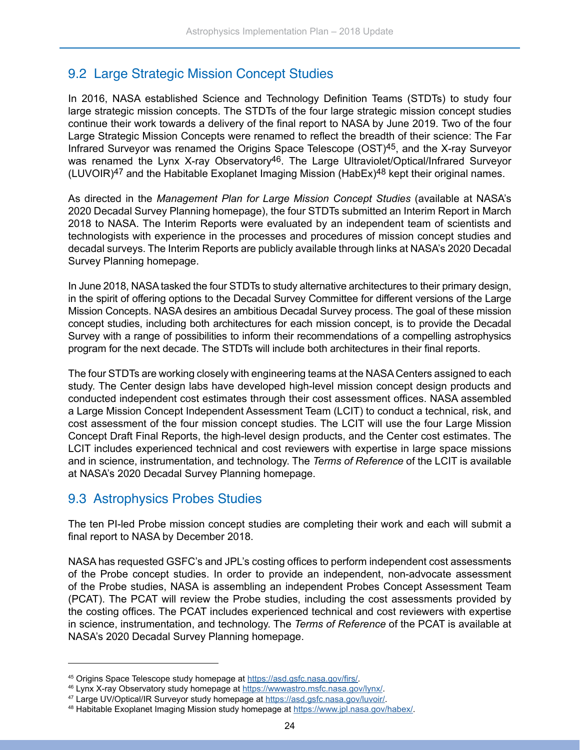## 9.2 Large Strategic Mission Concept Studies

In 2016, NASA established Science and Technology Definition Teams (STDTs) to study four large strategic mission concepts. The STDTs of the four large strategic mission concept studies continue their work towards a delivery of the final report to NASA by June 2019. Two of the four Large Strategic Mission Concepts were renamed to reflect the breadth of their science: The Far Infrared Surveyor was renamed the Origins Space Telescope (OST)[45], and the X-ray Surveyor was renamed the Lynx X-ray Observatory[46]. The Large Ultraviolet/Optical/Infrared Surveyor (LUVOIR)[47] and the Habitable Exoplanet Imaging Mission (HabEx)[48] kept their original names.

As directed in the *Management Plan for Large Mission Concept Studies* (available at NASA's 2020 Decadal Survey Planning homepage), the four STDTs submitted an Interim Report in March 2018 to NASA. The Interim Reports were evaluated by an independent team of scientists and technologists with experience in the processes and procedures of mission concept studies and decadal surveys. The Interim Reports are publicly available through links at NASA's 2020 Decadal Survey Planning homepage.

In June 2018, NASA tasked the four STDTs to study alternative architectures to their primary design, in the spirit of offering options to the Decadal Survey Committee for different versions of the Large Mission Concepts. NASA desires an ambitious Decadal Survey process. The goal of these mission concept studies, including both architectures for each mission concept, is to provide the Decadal Survey with a range of possibilities to inform their recommendations of a compelling astrophysics program for the next decade. The STDTs will include both architectures in their final reports.

The four STDTs are working closely with engineering teams at the NASA Centers assigned to each study. The Center design labs have developed high-level mission concept design products and conducted independent cost estimates through their cost assessment offices. NASA assembled a Large Mission Concept Independent Assessment Team (LCIT) to conduct a technical, risk, and cost assessment of the four mission concept studies. The LCIT will use the four Large Mission Concept Draft Final Reports, the high-level design products, and the Center cost estimates. The LCIT includes experienced technical and cost reviewers with expertise in large space missions and in science, instrumentation, and technology. The *Terms of Reference* of the LCIT is available at NASA's 2020 Decadal Survey Planning homepage.

## 9.3 Astrophysics Probes Studies

The ten PI-led Probe mission concept studies are completing their work and each will submit a final report to NASA by December 2018.

NASA has requested GSFC's and JPL's costing offices to perform independent cost assessments of the Probe concept studies. In order to provide an independent, non-advocate assessment of the Probe studies, NASA is assembling an independent Probes Concept Assessment Team (PCAT). The PCAT will review the Probe studies, including the cost assessments provided by the costing offices. The PCAT includes experienced technical and cost reviewers with expertise in science, instrumentation, and technology. The *Terms of Reference* of the PCAT is available at NASA's 2020 Decadal Survey Planning homepage.

---

[45] Origins Space Telescope study homepage at https://asd.gsfc.nasa.gov/firs/.

[46] Lynx X-ray Observatory study homepage at https://wwwastro.msfc.nasa.gov/lynx/.

[47] Large UV/Optical/IR Surveyor study homepage at https://asd.gsfc.nasa.gov/luvoir/.

[48] Habitable Exoplanet Imaging Mission study homepage at https://www.jpl.nasa.gov/habex/.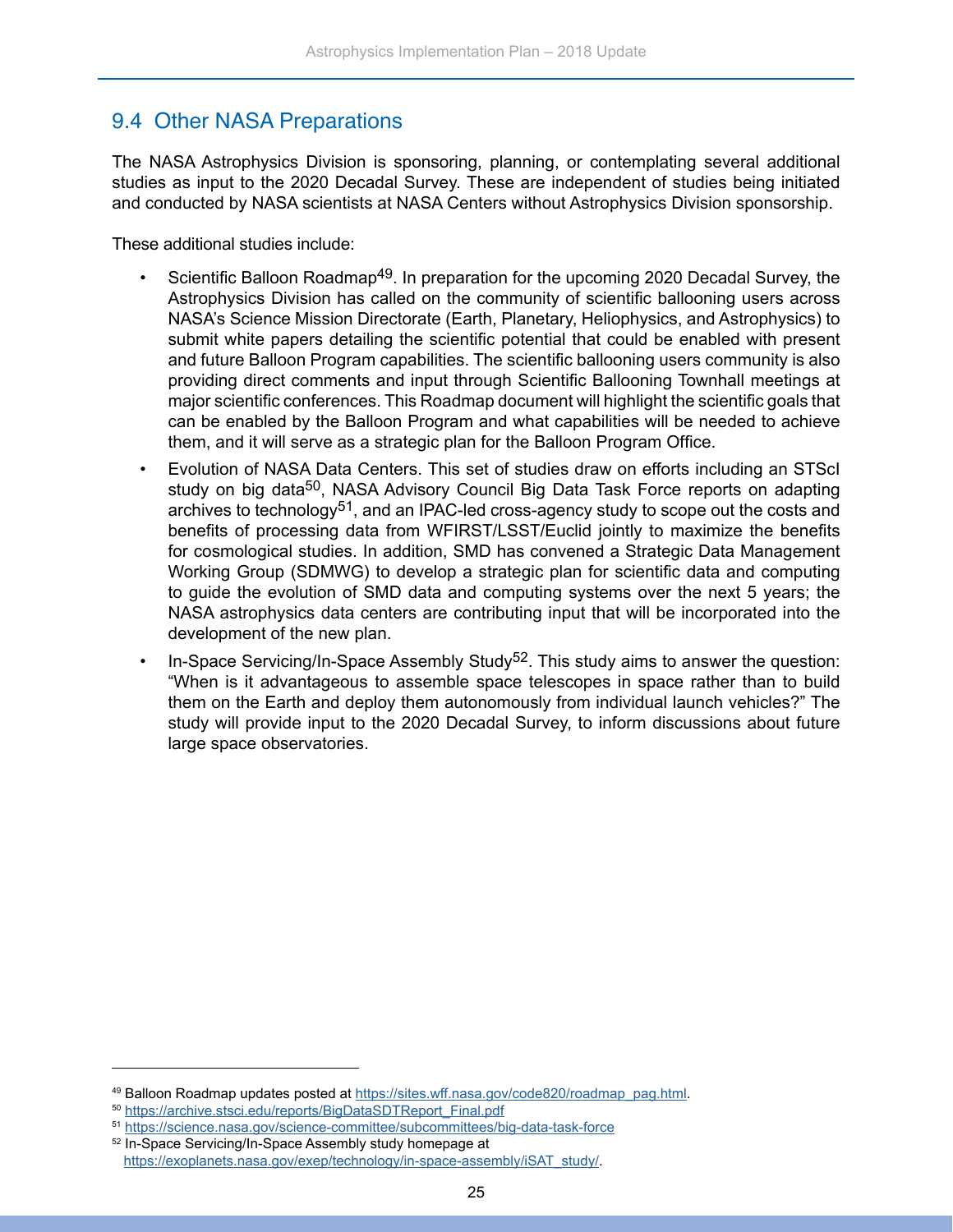## 9.4 Other NASA Preparations

The NASA Astrophysics Division is sponsoring, planning, or contemplating several additional studies as input to the 2020 Decadal Survey. These are independent of studies being initiated and conducted by NASA scientists at NASA Centers without Astrophysics Division sponsorship.

These additional studies include:

- Scientific Balloon Roadmap[49]. In preparation for the upcoming 2020 Decadal Survey, the Astrophysics Division has called on the community of scientific ballooning users across NASA's Science Mission Directorate (Earth, Planetary, Heliophysics, and Astrophysics) to submit white papers detailing the scientific potential that could be enabled with present and future Balloon Program capabilities. The scientific ballooning users community is also providing direct comments and input through Scientific Ballooning Townhall meetings at major scientific conferences. This Roadmap document will highlight the scientific goals that can be enabled by the Balloon Program and what capabilities will be needed to achieve them, and it will serve as a strategic plan for the Balloon Program Office.
- Evolution of NASA Data Centers. This set of studies draw on efforts including an STScI study on big data[50], NASA Advisory Council Big Data Task Force reports on adapting archives to technology[51], and an IPAC-led cross-agency study to scope out the costs and benefits of processing data from WFIRST/LSST/Euclid jointly to maximize the benefits for cosmological studies. In addition, SMD has convened a Strategic Data Management Working Group (SDMWG) to develop a strategic plan for scientific data and computing to guide the evolution of SMD data and computing systems over the next 5 years; the NASA astrophysics data centers are contributing input that will be incorporated into the development of the new plan.
- In-Space Servicing/In-Space Assembly Study[52]. This study aims to answer the question: "When is it advantageous to assemble space telescopes in space rather than to build them on the Earth and deploy them autonomously from individual launch vehicles?" The study will provide input to the 2020 Decadal Survey, to inform discussions about future large space observatories.

---

[49] Balloon Roadmap updates posted at https://sites.wff.nasa.gov/code820/roadmap_pag.html.

[50] https://archive.stsci.edu/reports/BigDataSDTReport_Final.pdf

[51] https://science.nasa.gov/science-committee/subcommittees/big-data-task-force

[52] In-Space Servicing/In-Space Assembly study homepage at https://exoplanets.nasa.gov/exep/technology/in-space-assembly/iSAT_study/.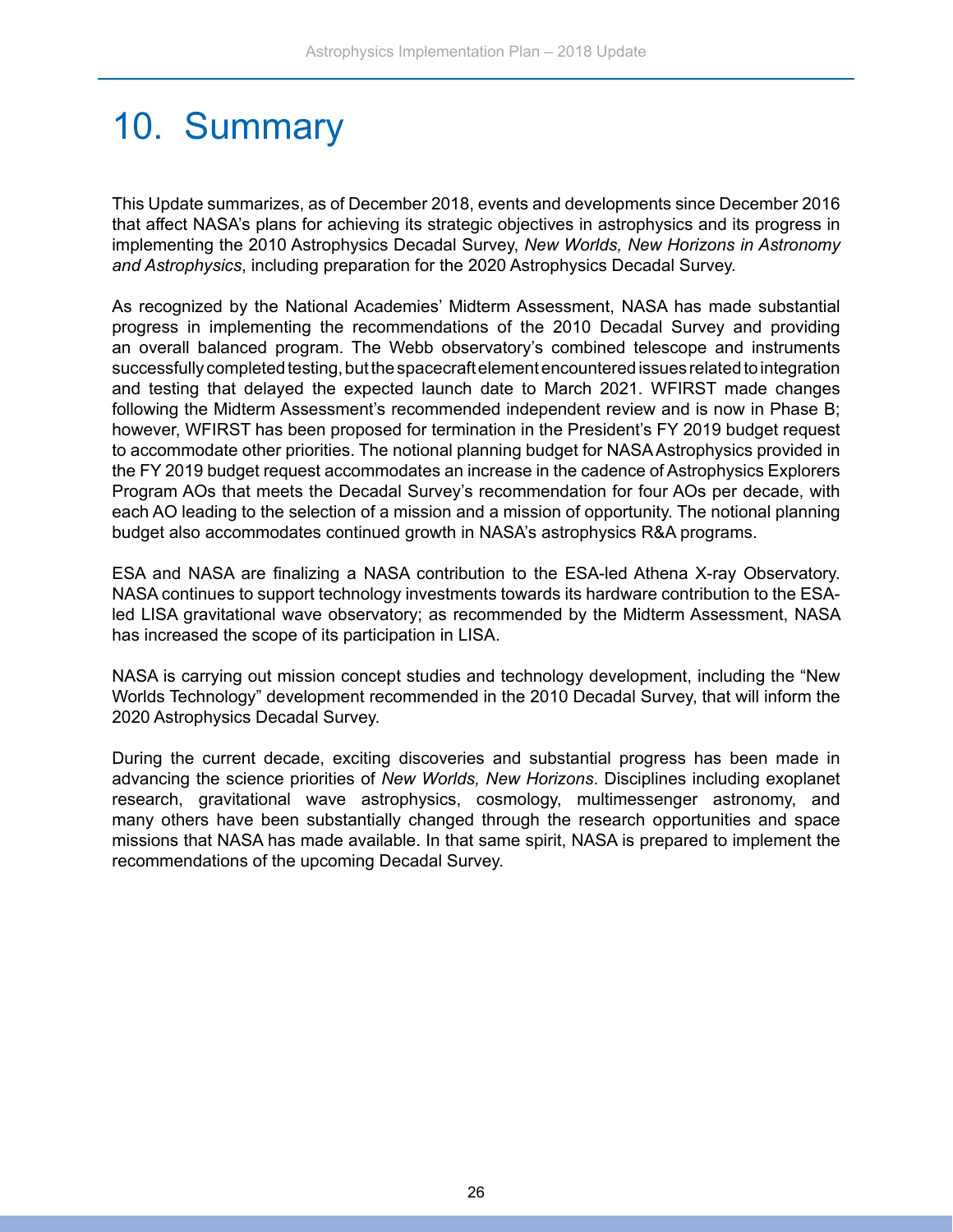# 10. Summary

This Update summarizes, as of December 2018, events and developments since December 2016 that affect NASA's plans for achieving its strategic objectives in astrophysics and its progress in implementing the 2010 Astrophysics Decadal Survey, *New Worlds, New Horizons in Astronomy and Astrophysics*, including preparation for the 2020 Astrophysics Decadal Survey.

As recognized by the National Academies' Midterm Assessment, NASA has made substantial progress in implementing the recommendations of the 2010 Decadal Survey and providing an overall balanced program. The Webb observatory's combined telescope and instruments successfully completed testing, but the spacecraft element encountered issues related to integration and testing that delayed the expected launch date to March 2021. WFIRST made changes following the Midterm Assessment's recommended independent review and is now in Phase B; however, WFIRST has been proposed for termination in the President's FY 2019 budget request to accommodate other priorities. The notional planning budget for NASA Astrophysics provided in the FY 2019 budget request accommodates an increase in the cadence of Astrophysics Explorers Program AOs that meets the Decadal Survey's recommendation for four AOs per decade, with each AO leading to the selection of a mission and a mission of opportunity. The notional planning budget also accommodates continued growth in NASA's astrophysics R&A programs.

ESA and NASA are finalizing a NASA contribution to the ESA-led Athena X-ray Observatory. NASA continues to support technology investments towards its hardware contribution to the ESA-led LISA gravitational wave observatory; as recommended by the Midterm Assessment, NASA has increased the scope of its participation in LISA.

NASA is carrying out mission concept studies and technology development, including the "New Worlds Technology" development recommended in the 2010 Decadal Survey, that will inform the 2020 Astrophysics Decadal Survey.

During the current decade, exciting discoveries and substantial progress has been made in advancing the science priorities of *New Worlds, New Horizons*. Disciplines including exoplanet research, gravitational wave astrophysics, cosmology, multimessenger astronomy, and many others have been substantially changed through the research opportunities and space missions that NASA has made available. In that same spirit, NASA is prepared to implement the recommendations of the upcoming Decadal Survey.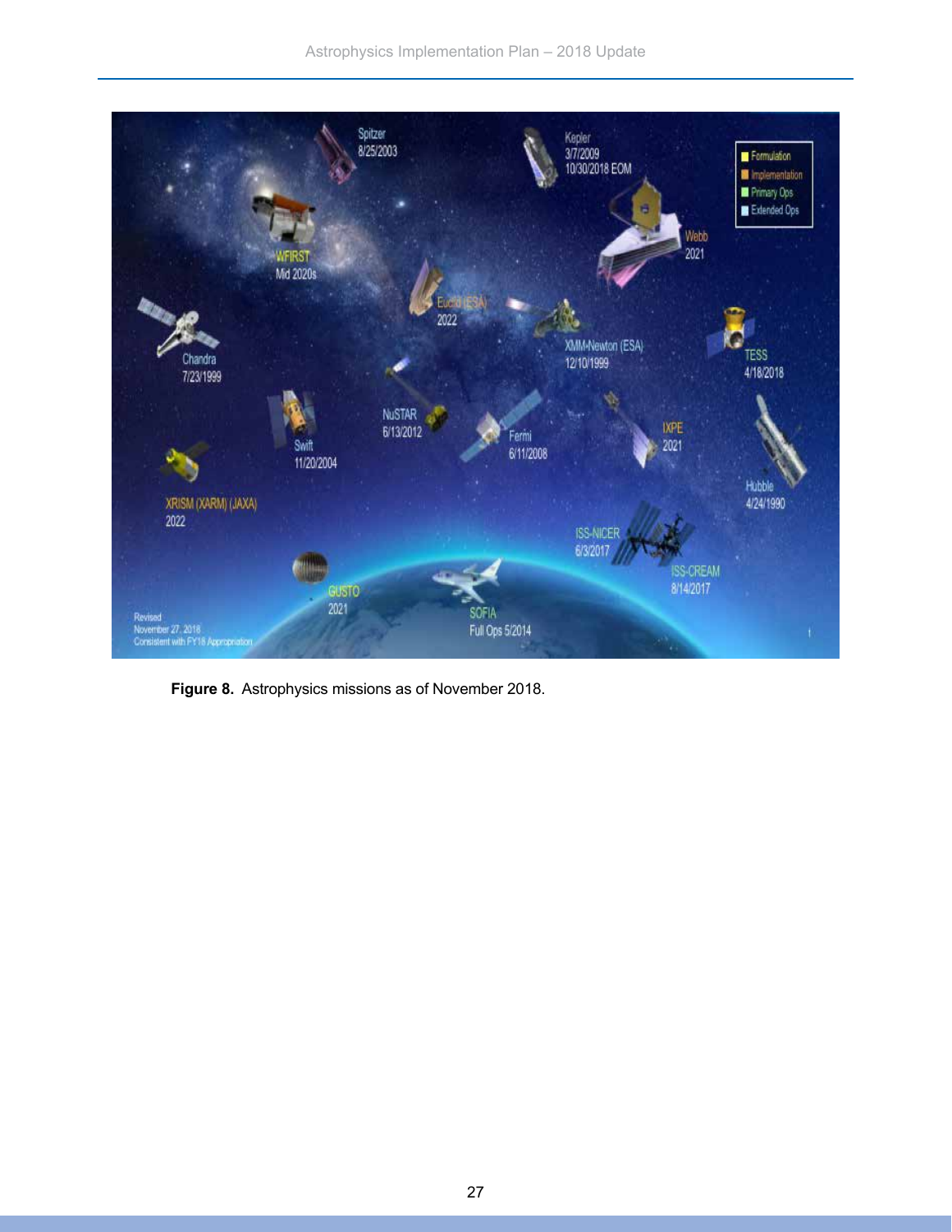**Figure 8.** Astrophysics missions as of November 2018.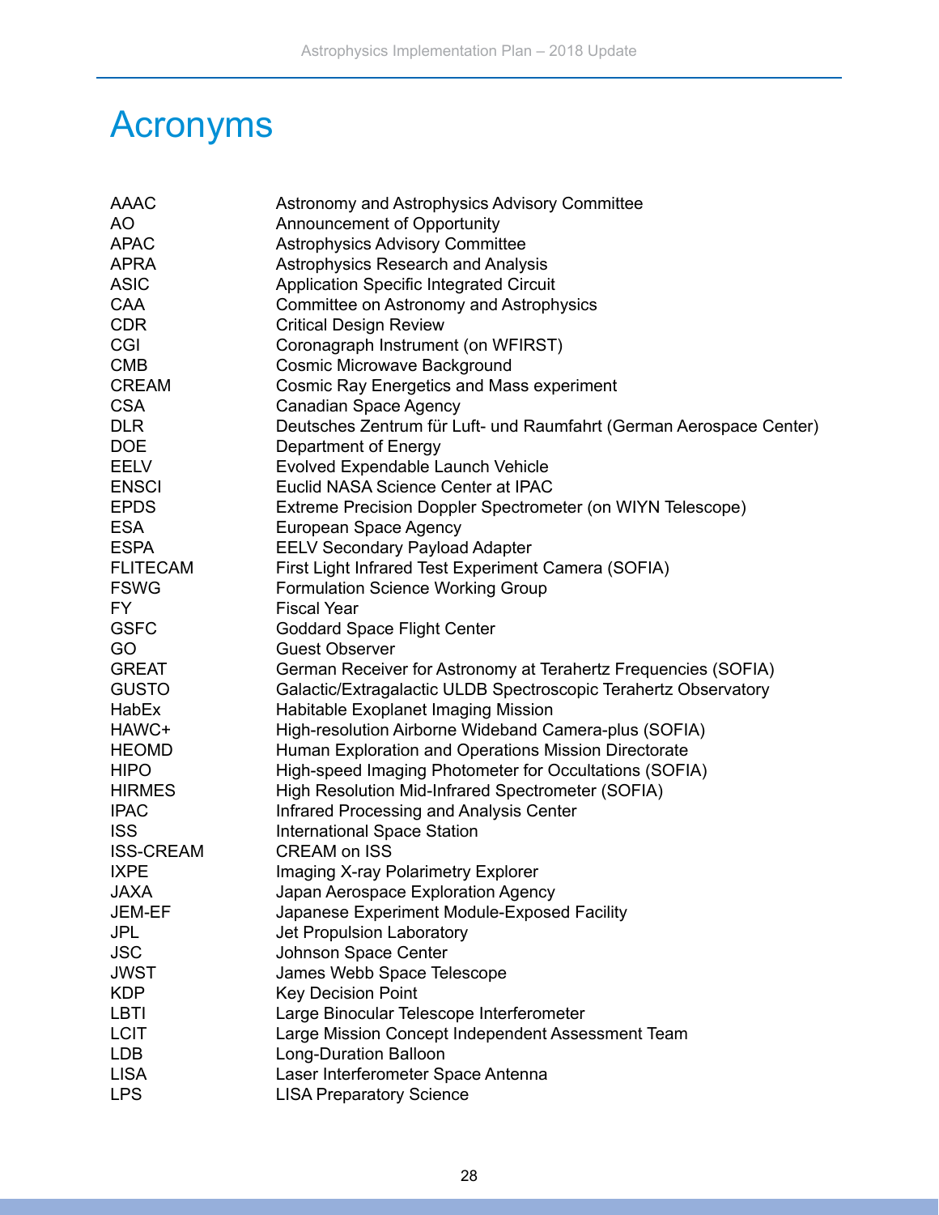# Acronyms

| | |
|---|---|
| AAAC | Astronomy and Astrophysics Advisory Committee |
| AO | Announcement of Opportunity |
| APAC | Astrophysics Advisory Committee |
| APRA | Astrophysics Research and Analysis |
| ASIC | Application Specific Integrated Circuit |
| CAA | Committee on Astronomy and Astrophysics |
| CDR | Critical Design Review |
| CGI | Coronagraph Instrument (on WFIRST) |
| CMB | Cosmic Microwave Background |
| CREAM | Cosmic Ray Energetics and Mass experiment |
| CSA | Canadian Space Agency |
| DLR | Deutsches Zentrum für Luft- und Raumfahrt (German Aerospace Center) |
| DOE | Department of Energy |
| EELV | Evolved Expendable Launch Vehicle |
| ENSCI | Euclid NASA Science Center at IPAC |
| EPDS | Extreme Precision Doppler Spectrometer (on WIYN Telescope) |
| ESA | European Space Agency |
| ESPA | EELV Secondary Payload Adapter |
| FLITECAM | First Light Infrared Test Experiment Camera (SOFIA) |
| FSWG | Formulation Science Working Group |
| FY | Fiscal Year |
| GSFC | Goddard Space Flight Center |
| GO | Guest Observer |
| GREAT | German Receiver for Astronomy at Terahertz Frequencies (SOFIA) |
| GUSTO | Galactic/Extragalactic ULDB Spectroscopic Terahertz Observatory |
| HabEx | Habitable Exoplanet Imaging Mission |
| HAWC+ | High-resolution Airborne Wideband Camera-plus (SOFIA) |
| HEOMD | Human Exploration and Operations Mission Directorate |
| HIPO | High-speed Imaging Photometer for Occultations (SOFIA) |
| HIRMES | High Resolution Mid-Infrared Spectrometer (SOFIA) |
| IPAC | Infrared Processing and Analysis Center |
| ISS | International Space Station |
| ISS-CREAM | CREAM on ISS |
| IXPE | Imaging X-ray Polarimetry Explorer |
| JAXA | Japan Aerospace Exploration Agency |
| JEM-EF | Japanese Experiment Module-Exposed Facility |
| JPL | Jet Propulsion Laboratory |
| JSC | Johnson Space Center |
| JWST | James Webb Space Telescope |
| KDP | Key Decision Point |
| LBTI | Large Binocular Telescope Interferometer |
| LCIT | Large Mission Concept Independent Assessment Team |
| LDB | Long-Duration Balloon |
| LISA | Laser Interferometer Space Antenna |
| LPS | LISA Preparatory Science |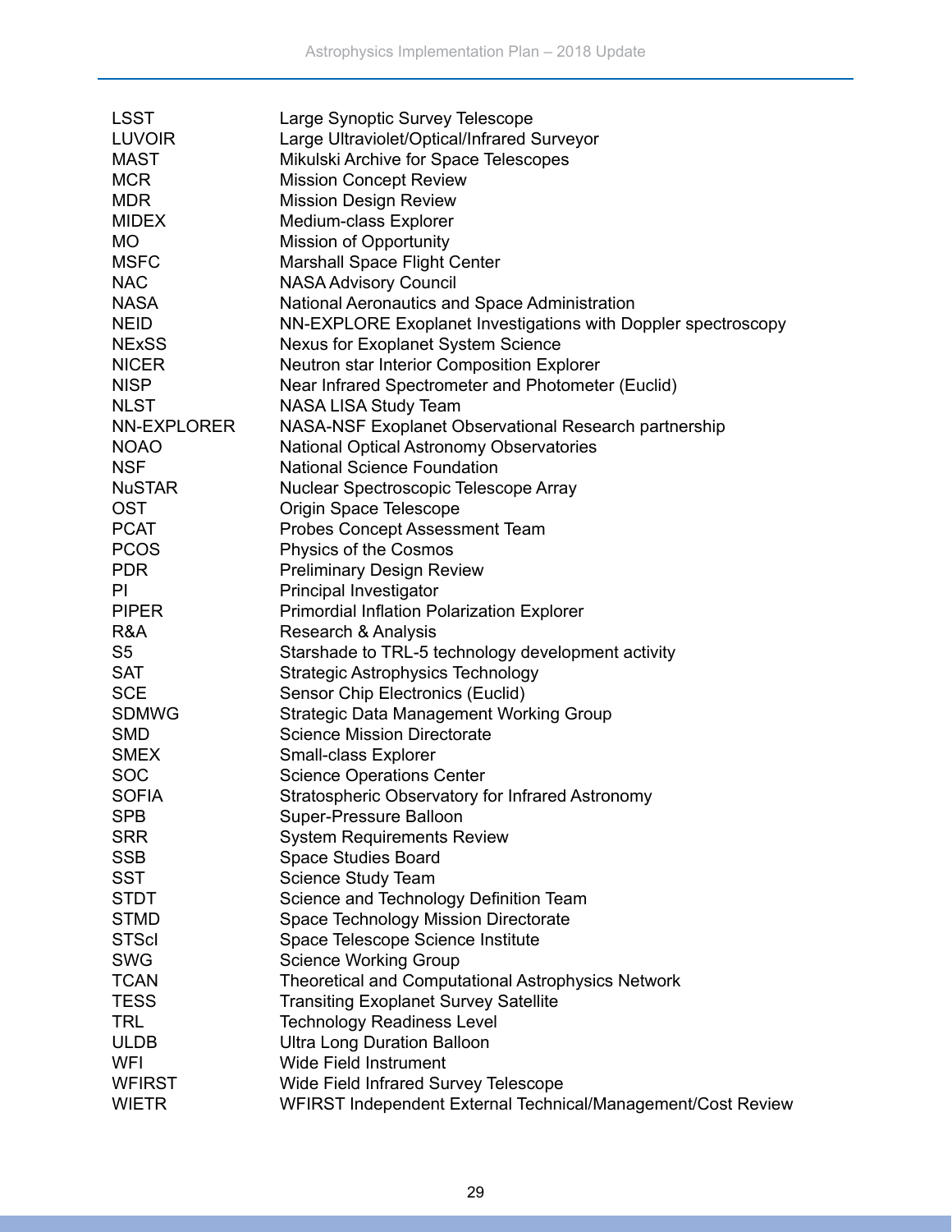| | |
|---|---|
| LSST | Large Synoptic Survey Telescope |
| LUVOIR | Large Ultraviolet/Optical/Infrared Surveyor |
| MAST | Mikulski Archive for Space Telescopes |
| MCR | Mission Concept Review |
| MDR | Mission Design Review |
| MIDEX | Medium-class Explorer |
| MO | Mission of Opportunity |
| MSFC | Marshall Space Flight Center |
| NAC | NASA Advisory Council |
| NASA | National Aeronautics and Space Administration |
| NEID | NN-EXPLORE Exoplanet Investigations with Doppler spectroscopy |
| NExSS | Nexus for Exoplanet System Science |
| NICER | Neutron star Interior Composition Explorer |
| NISP | Near Infrared Spectrometer and Photometer (Euclid) |
| NLST | NASA LISA Study Team |
| NN-EXPLORER | NASA-NSF Exoplanet Observational Research partnership |
| NOAO | National Optical Astronomy Observatories |
| NSF | National Science Foundation |
| NuSTAR | Nuclear Spectroscopic Telescope Array |
| OST | Origin Space Telescope |
| PCAT | Probes Concept Assessment Team |
| PCOS | Physics of the Cosmos |
| PDR | Preliminary Design Review |
| PI | Principal Investigator |
| PIPER | Primordial Inflation Polarization Explorer |
| R&A | Research & Analysis |
| S5 | Starshade to TRL-5 technology development activity |
| SAT | Strategic Astrophysics Technology |
| SCE | Sensor Chip Electronics (Euclid) |
| SDMWG | Strategic Data Management Working Group |
| SMD | Science Mission Directorate |
| SMEX | Small-class Explorer |
| SOC | Science Operations Center |
| SOFIA | Stratospheric Observatory for Infrared Astronomy |
| SPB | Super-Pressure Balloon |
| SRR | System Requirements Review |
| SSB | Space Studies Board |
| SST | Science Study Team |
| STDT | Science and Technology Definition Team |
| STMD | Space Technology Mission Directorate |
| STScI | Space Telescope Science Institute |
| SWG | Science Working Group |
| TCAN | Theoretical and Computational Astrophysics Network |
| TESS | Transiting Exoplanet Survey Satellite |
| TRL | Technology Readiness Level |
| ULDB | Ultra Long Duration Balloon |
| WFI | Wide Field Instrument |
| WFIRST | Wide Field Infrared Survey Telescope |
| WIETR | WFIRST Independent External Technical/Management/Cost Review |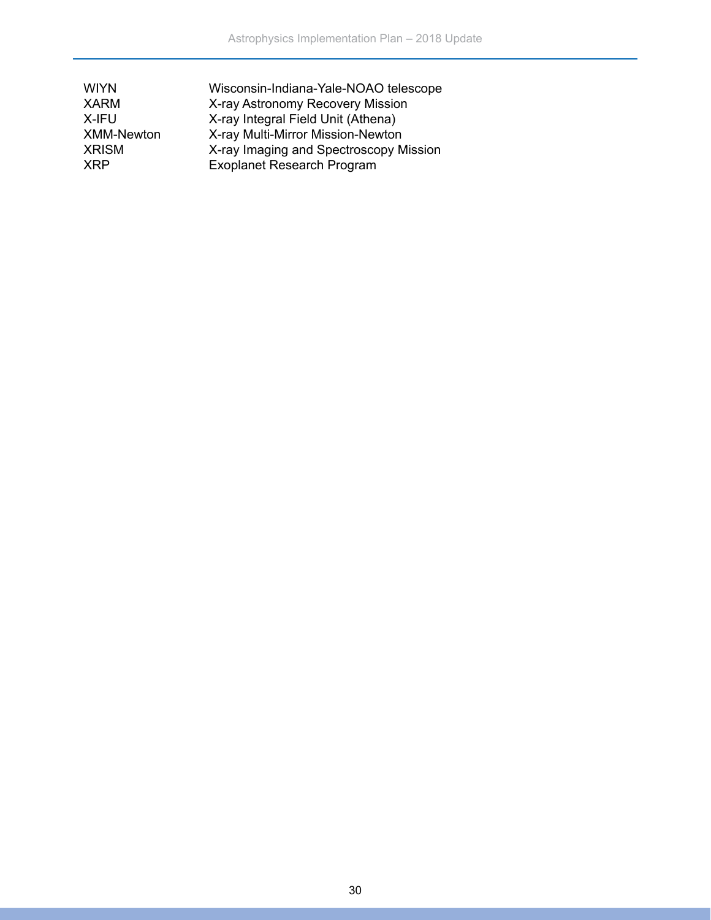| | |
|---|---|
| WIYN | Wisconsin-Indiana-Yale-NOAO telescope |
| XARM | X-ray Astronomy Recovery Mission |
| X-IFU | X-ray Integral Field Unit (Athena) |
| XMM-Newton | X-ray Multi-Mirror Mission-Newton |
| XRISM | X-ray Imaging and Spectroscopy Mission |
| XRP | Exoplanet Research Program |